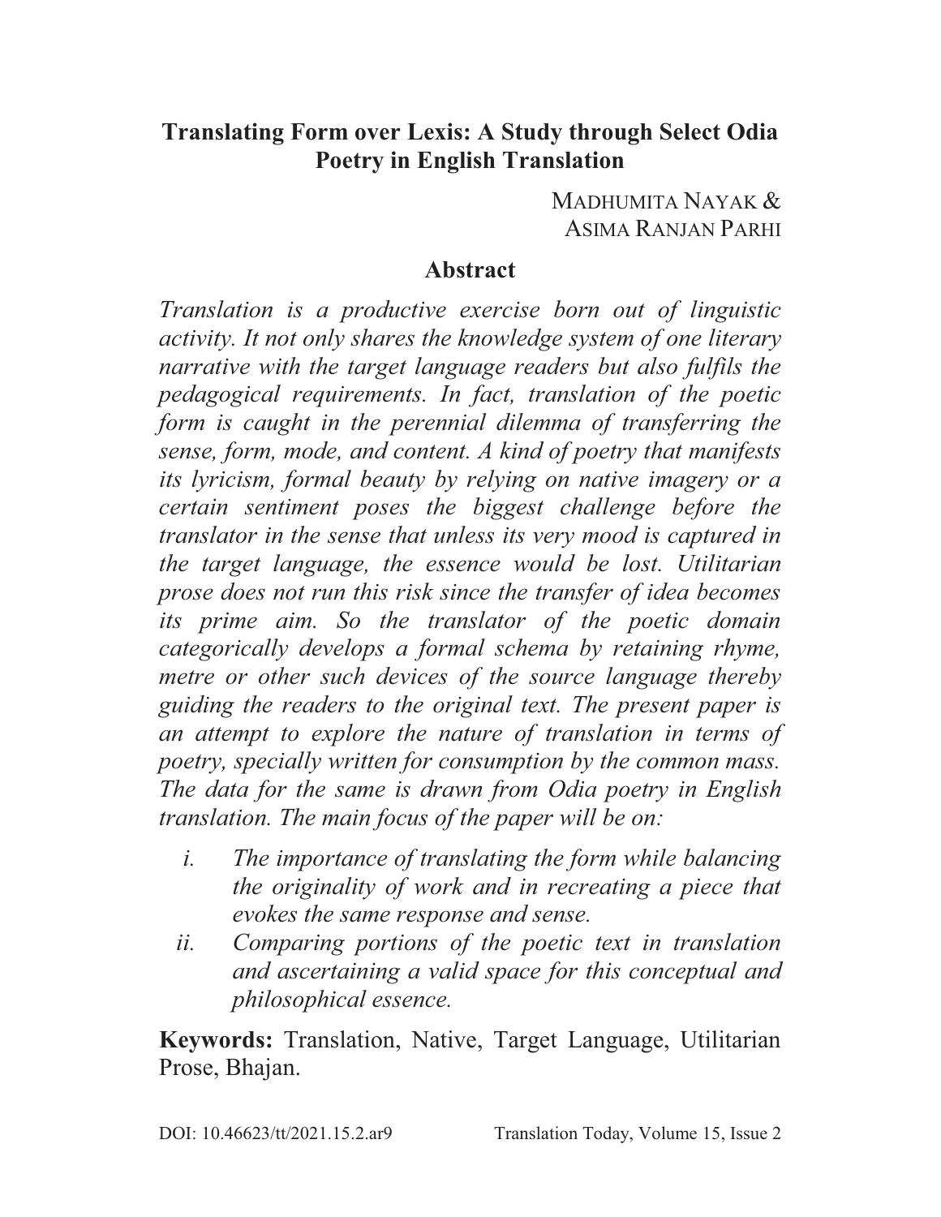# Translating Form over Lexis: A Study through Select Odia Poetry in English Translation

MADHUMITA NAYAK &
ASIMA RANJAN PARHI

## Abstract

*Translation is a productive exercise born out of linguistic activity. It not only shares the knowledge system of one literary narrative with the target language readers but also fulfils the pedagogical requirements. In fact, translation of the poetic form is caught in the perennial dilemma of transferring the sense, form, mode, and content. A kind of poetry that manifests its lyricism, formal beauty by relying on native imagery or a certain sentiment poses the biggest challenge before the translator in the sense that unless its very mood is captured in the target language, the essence would be lost. Utilitarian prose does not run this risk since the transfer of idea becomes its prime aim. So the translator of the poetic domain categorically develops a formal schema by retaining rhyme, metre or other such devices of the source language thereby guiding the readers to the original text. The present paper is an attempt to explore the nature of translation in terms of poetry, specially written for consumption by the common mass. The data for the same is drawn from Odia poetry in English translation. The main focus of the paper will be on:*

- i. *The importance of translating the form while balancing the originality of work and in recreating a piece that evokes the same response and sense.*
- ii. *Comparing portions of the poetic text in translation and ascertaining a valid space for this conceptual and philosophical essence.*

**Keywords:** Translation, Native, Target Language, Utilitarian Prose, Bhajan.

DOI: 10.46623/tt/2021.15.2.ar9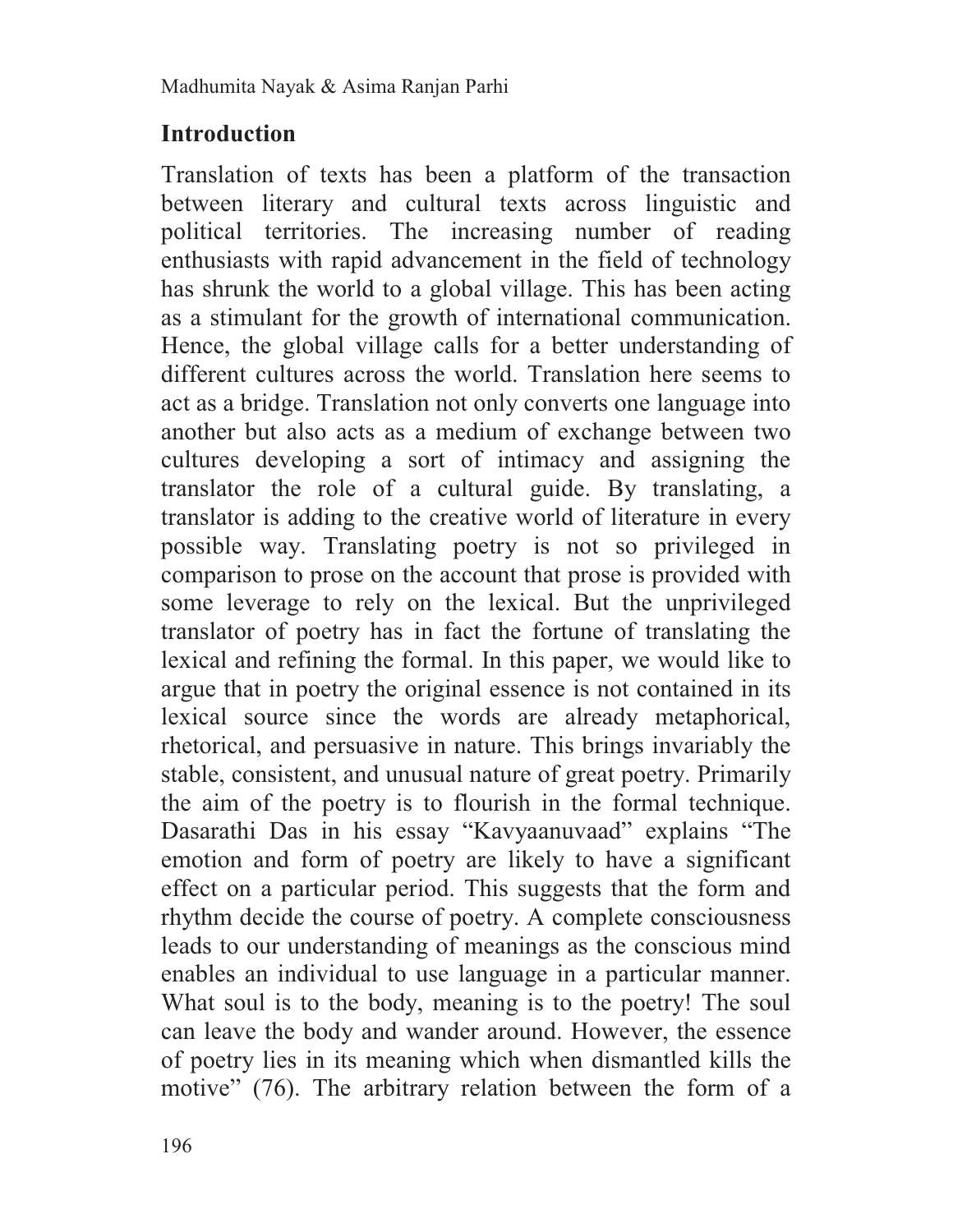## Introduction

Translation of texts has been a platform of the transaction between literary and cultural texts across linguistic and political territories. The increasing number of reading enthusiasts with rapid advancement in the field of technology has shrunk the world to a global village. This has been acting as a stimulant for the growth of international communication. Hence, the global village calls for a better understanding of different cultures across the world. Translation here seems to act as a bridge. Translation not only converts one language into another but also acts as a medium of exchange between two cultures developing a sort of intimacy and assigning the translator the role of a cultural guide. By translating, a translator is adding to the creative world of literature in every possible way. Translating poetry is not so privileged in comparison to prose on the account that prose is provided with some leverage to rely on the lexical. But the unprivileged translator of poetry has in fact the fortune of translating the lexical and refining the formal. In this paper, we would like to argue that in poetry the original essence is not contained in its lexical source since the words are already metaphorical, rhetorical, and persuasive in nature. This brings invariably the stable, consistent, and unusual nature of great poetry. Primarily the aim of the poetry is to flourish in the formal technique. Dasarathi Das in his essay "Kavyaanuvaad" explains "The emotion and form of poetry are likely to have a significant effect on a particular period. This suggests that the form and rhythm decide the course of poetry. A complete consciousness leads to our understanding of meanings as the conscious mind enables an individual to use language in a particular manner. What soul is to the body, meaning is to the poetry! The soul can leave the body and wander around. However, the essence of poetry lies in its meaning which when dismantled kills the motive" (76). The arbitrary relation between the form of a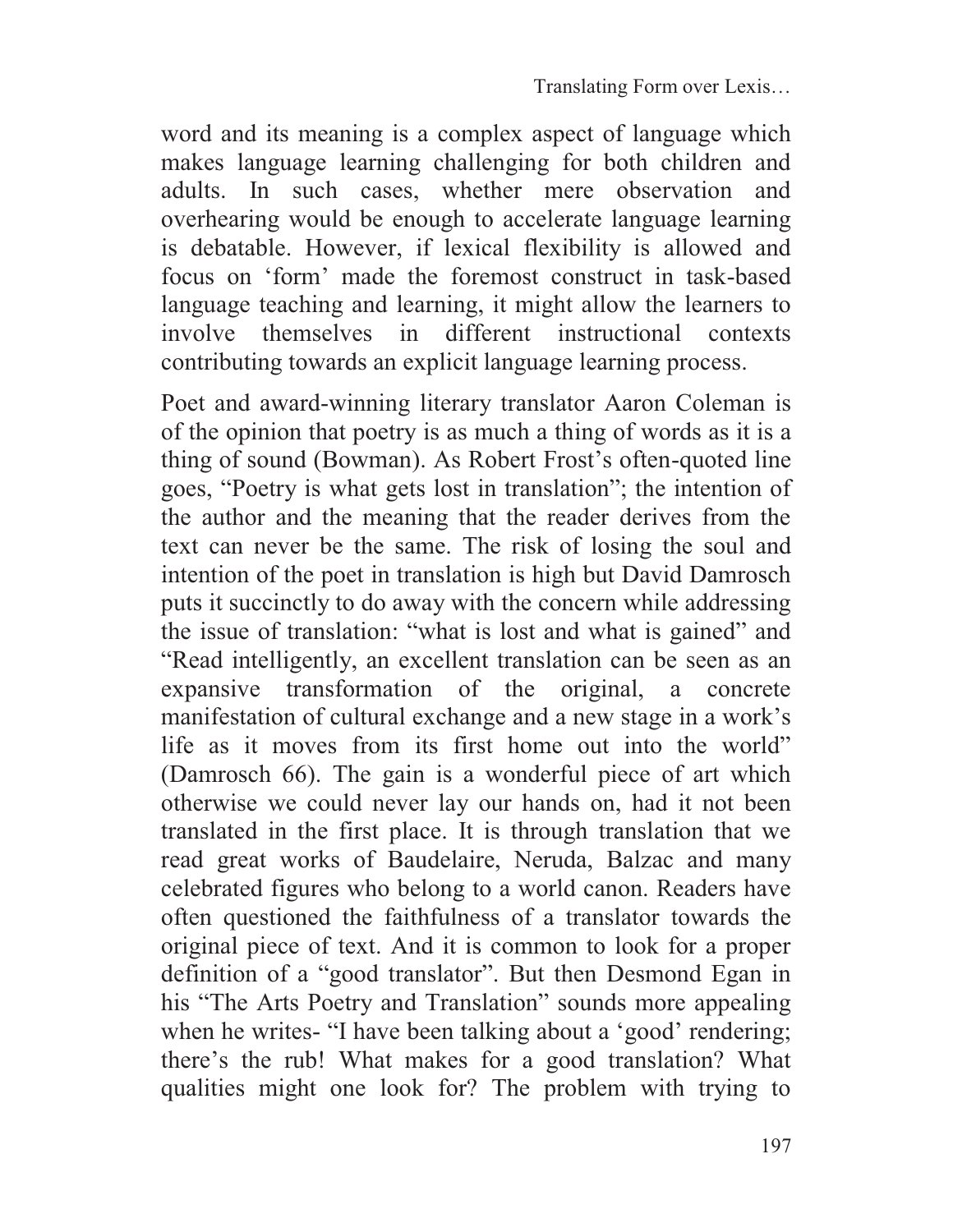word and its meaning is a complex aspect of language which makes language learning challenging for both children and adults. In such cases, whether mere observation and overhearing would be enough to accelerate language learning is debatable. However, if lexical flexibility is allowed and focus on 'form' made the foremost construct in task-based language teaching and learning, it might allow the learners to involve themselves in different instructional contexts contributing towards an explicit language learning process.

Poet and award-winning literary translator Aaron Coleman is of the opinion that poetry is as much a thing of words as it is a thing of sound (Bowman). As Robert Frost's often-quoted line goes, "Poetry is what gets lost in translation"; the intention of the author and the meaning that the reader derives from the text can never be the same. The risk of losing the soul and intention of the poet in translation is high but David Damrosch puts it succinctly to do away with the concern while addressing the issue of translation: "what is lost and what is gained" and "Read intelligently, an excellent translation can be seen as an expansive transformation of the original, a concrete manifestation of cultural exchange and a new stage in a work's life as it moves from its first home out into the world" (Damrosch 66). The gain is a wonderful piece of art which otherwise we could never lay our hands on, had it not been translated in the first place. It is through translation that we read great works of Baudelaire, Neruda, Balzac and many celebrated figures who belong to a world canon. Readers have often questioned the faithfulness of a translator towards the original piece of text. And it is common to look for a proper definition of a "good translator". But then Desmond Egan in his "The Arts Poetry and Translation" sounds more appealing when he writes- "I have been talking about a 'good' rendering; there's the rub! What makes for a good translation? What qualities might one look for? The problem with trying to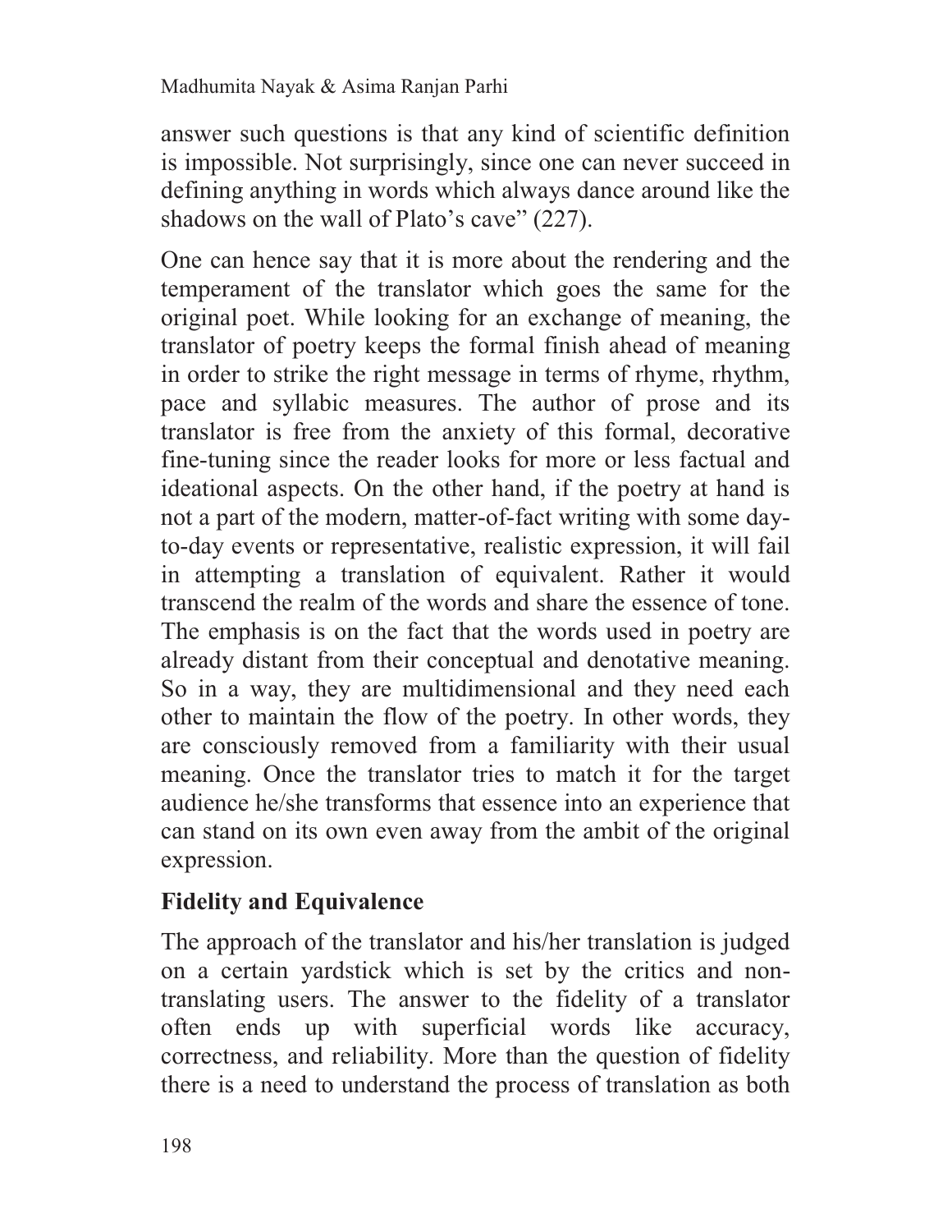answer such questions is that any kind of scientific definition is impossible. Not surprisingly, since one can never succeed in defining anything in words which always dance around like the shadows on the wall of Plato's cave" (227).

One can hence say that it is more about the rendering and the temperament of the translator which goes the same for the original poet. While looking for an exchange of meaning, the translator of poetry keeps the formal finish ahead of meaning in order to strike the right message in terms of rhyme, rhythm, pace and syllabic measures. The author of prose and its translator is free from the anxiety of this formal, decorative fine-tuning since the reader looks for more or less factual and ideational aspects. On the other hand, if the poetry at hand is not a part of the modern, matter-of-fact writing with some day-to-day events or representative, realistic expression, it will fail in attempting a translation of equivalent. Rather it would transcend the realm of the words and share the essence of tone. The emphasis is on the fact that the words used in poetry are already distant from their conceptual and denotative meaning. So in a way, they are multidimensional and they need each other to maintain the flow of the poetry. In other words, they are consciously removed from a familiarity with their usual meaning. Once the translator tries to match it for the target audience he/she transforms that essence into an experience that can stand on its own even away from the ambit of the original expression.

## Fidelity and Equivalence

The approach of the translator and his/her translation is judged on a certain yardstick which is set by the critics and non-translating users. The answer to the fidelity of a translator often ends up with superficial words like accuracy, correctness, and reliability. More than the question of fidelity there is a need to understand the process of translation as both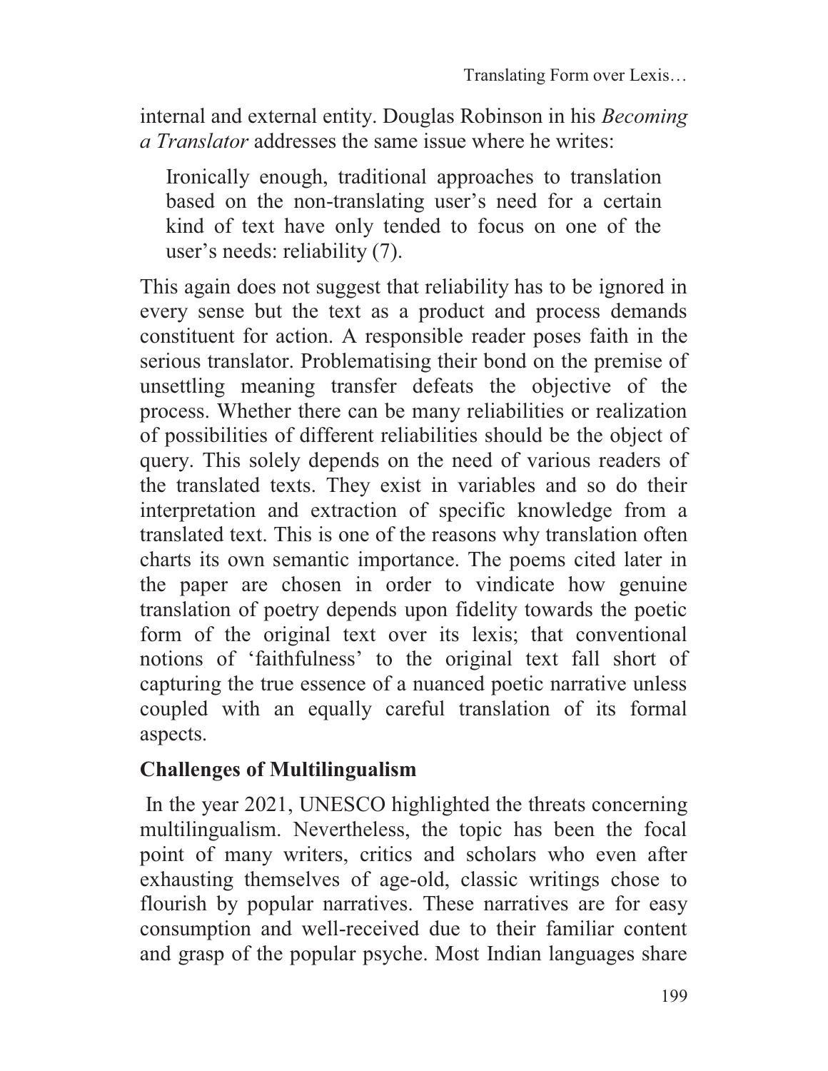internal and external entity. Douglas Robinson in his *Becoming a Translator* addresses the same issue where he writes:

> Ironically enough, traditional approaches to translation based on the non-translating user's need for a certain kind of text have only tended to focus on one of the user's needs: reliability (7).

This again does not suggest that reliability has to be ignored in every sense but the text as a product and process demands constituent for action. A responsible reader poses faith in the serious translator. Problematising their bond on the premise of unsettling meaning transfer defeats the objective of the process. Whether there can be many reliabilities or realization of possibilities of different reliabilities should be the object of query. This solely depends on the need of various readers of the translated texts. They exist in variables and so do their interpretation and extraction of specific knowledge from a translated text. This is one of the reasons why translation often charts its own semantic importance. The poems cited later in the paper are chosen in order to vindicate how genuine translation of poetry depends upon fidelity towards the poetic form of the original text over its lexis; that conventional notions of 'faithfulness' to the original text fall short of capturing the true essence of a nuanced poetic narrative unless coupled with an equally careful translation of its formal aspects.

## Challenges of Multilingualism

In the year 2021, UNESCO highlighted the threats concerning multilingualism. Nevertheless, the topic has been the focal point of many writers, critics and scholars who even after exhausting themselves of age-old, classic writings chose to flourish by popular narratives. These narratives are for easy consumption and well-received due to their familiar content and grasp of the popular psyche. Most Indian languages share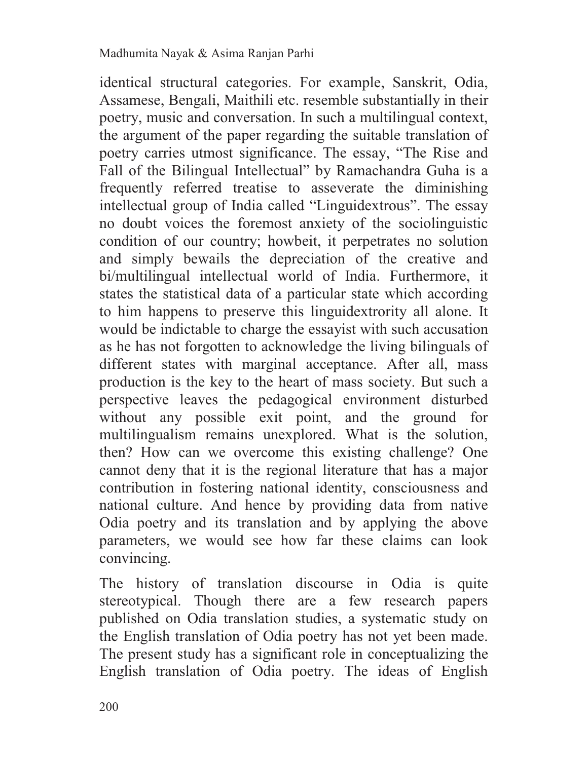identical structural categories. For example, Sanskrit, Odia, Assamese, Bengali, Maithili etc. resemble substantially in their poetry, music and conversation. In such a multilingual context, the argument of the paper regarding the suitable translation of poetry carries utmost significance. The essay, "The Rise and Fall of the Bilingual Intellectual" by Ramachandra Guha is a frequently referred treatise to asseverate the diminishing intellectual group of India called "Linguidextrous". The essay no doubt voices the foremost anxiety of the sociolinguistic condition of our country; howbeit, it perpetrates no solution and simply bewails the depreciation of the creative and bi/multilingual intellectual world of India. Furthermore, it states the statistical data of a particular state which according to him happens to preserve this linguidextrority all alone. It would be indictable to charge the essayist with such accusation as he has not forgotten to acknowledge the living bilinguals of different states with marginal acceptance. After all, mass production is the key to the heart of mass society. But such a perspective leaves the pedagogical environment disturbed without any possible exit point, and the ground for multilingualism remains unexplored. What is the solution, then? How can we overcome this existing challenge? One cannot deny that it is the regional literature that has a major contribution in fostering national identity, consciousness and national culture. And hence by providing data from native Odia poetry and its translation and by applying the above parameters, we would see how far these claims can look convincing.

The history of translation discourse in Odia is quite stereotypical. Though there are a few research papers published on Odia translation studies, a systematic study on the English translation of Odia poetry has not yet been made. The present study has a significant role in conceptualizing the English translation of Odia poetry. The ideas of English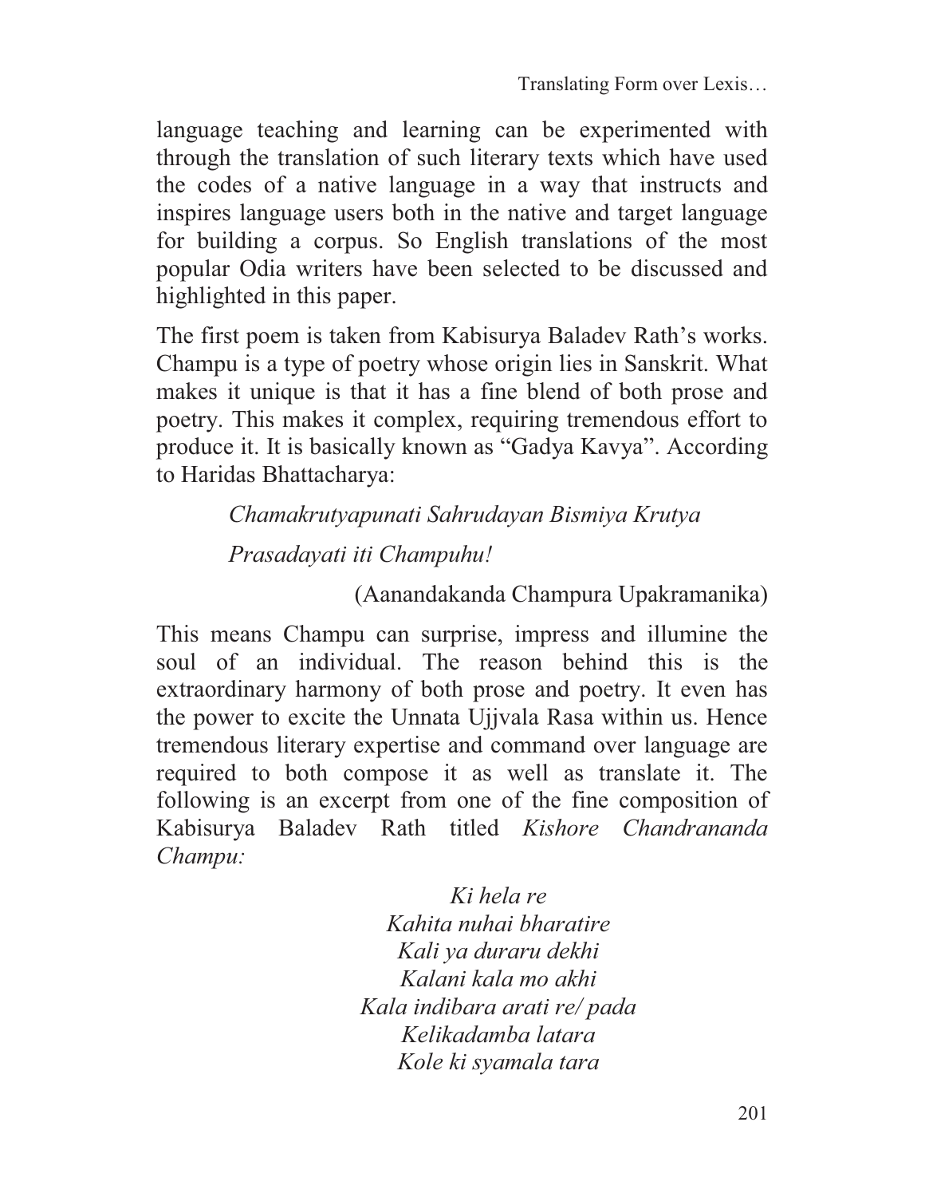language teaching and learning can be experimented with through the translation of such literary texts which have used the codes of a native language in a way that instructs and inspires language users both in the native and target language for building a corpus. So English translations of the most popular Odia writers have been selected to be discussed and highlighted in this paper.

The first poem is taken from Kabisurya Baladev Rath's works. Champu is a type of poetry whose origin lies in Sanskrit. What makes it unique is that it has a fine blend of both prose and poetry. This makes it complex, requiring tremendous effort to produce it. It is basically known as "Gadya Kavya". According to Haridas Bhattacharya:

> *Chamakrutyapunati Sahrudayan Bismiya Krutya*
>
> *Prasadayati iti Champuhu!*
>
> (Aanandakanda Champura Upakramanika)

This means Champu can surprise, impress and illumine the soul of an individual. The reason behind this is the extraordinary harmony of both prose and poetry. It even has the power to excite the Unnata Ujjvala Rasa within us. Hence tremendous literary expertise and command over language are required to both compose it as well as translate it. The following is an excerpt from one of the fine composition of Kabisurya Baladev Rath titled *Kishore Chandrananda Champu:*

*Ki hela re*
*Kahita nuhai bharatire*
*Kali ya duraru dekhi*
*Kalani kala mo akhi*
*Kala indibara arati re/ pada*
*Kelikadamba latara*
*Kole ki syamala tara*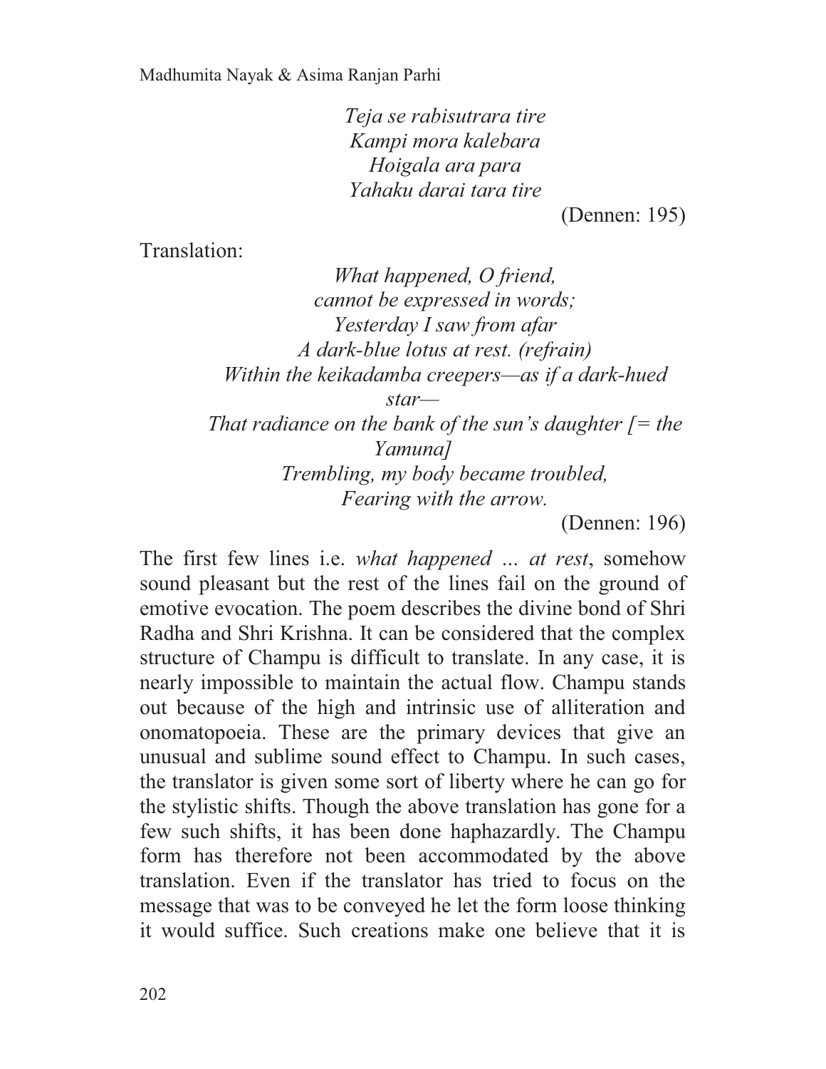*Teja se rabisutrara tire*
*Kampi mora kalebara*
*Hoigala ara para*
*Yahaku darai tara tire*

(Dennen: 195)

Translation:

*What happened, O friend,*
*cannot be expressed in words;*
*Yesterday I saw from afar*
*A dark-blue lotus at rest. (refrain)*
*Within the keikadamba creepers—as if a dark-hued star—*
*That radiance on the bank of the sun's daughter [= the Yamuna]*
*Trembling, my body became troubled,*
*Fearing with the arrow.*

(Dennen: 196)

The first few lines i.e. *what happened ... at rest*, somehow sound pleasant but the rest of the lines fail on the ground of emotive evocation. The poem describes the divine bond of Shri Radha and Shri Krishna. It can be considered that the complex structure of Champu is difficult to translate. In any case, it is nearly impossible to maintain the actual flow. Champu stands out because of the high and intrinsic use of alliteration and onomatopoeia. These are the primary devices that give an unusual and sublime sound effect to Champu. In such cases, the translator is given some sort of liberty where he can go for the stylistic shifts. Though the above translation has gone for a few such shifts, it has been done haphazardly. The Champu form has therefore not been accommodated by the above translation. Even if the translator has tried to focus on the message that was to be conveyed he let the form loose thinking it would suffice. Such creations make one believe that it is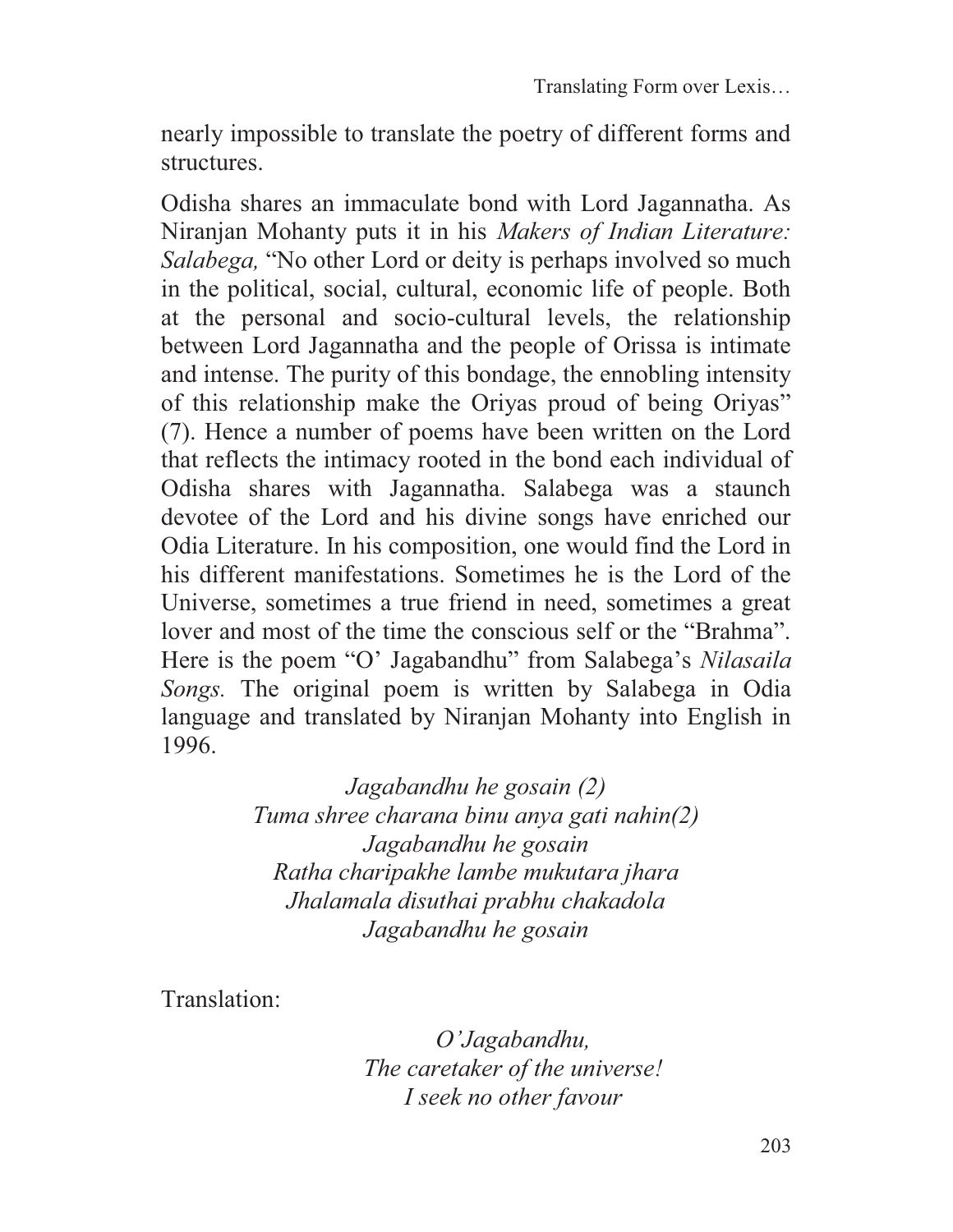nearly impossible to translate the poetry of different forms and structures.

Odisha shares an immaculate bond with Lord Jagannatha. As Niranjan Mohanty puts it in his *Makers of Indian Literature: Salabega,* "No other Lord or deity is perhaps involved so much in the political, social, cultural, economic life of people. Both at the personal and socio-cultural levels, the relationship between Lord Jagannatha and the people of Orissa is intimate and intense. The purity of this bondage, the ennobling intensity of this relationship make the Oriyas proud of being Oriyas" (7). Hence a number of poems have been written on the Lord that reflects the intimacy rooted in the bond each individual of Odisha shares with Jagannatha. Salabega was a staunch devotee of the Lord and his divine songs have enriched our Odia Literature. In his composition, one would find the Lord in his different manifestations. Sometimes he is the Lord of the Universe, sometimes a true friend in need, sometimes a great lover and most of the time the conscious self or the "Brahma". Here is the poem "O' Jagabandhu" from Salabega's *Nilasaila Songs.* The original poem is written by Salabega in Odia language and translated by Niranjan Mohanty into English in 1996.

*Jagabandhu he gosain (2)*  
*Tuma shree charana binu anya gati nahin(2)*  
*Jagabandhu he gosain*  
*Ratha charipakhe lambe mukutara jhara*  
*Jhalamala disuthai prabhu chakadola*  
*Jagabandhu he gosain*

Translation:

*O'Jagabandhu,*  
*The caretaker of the universe!*  
*I seek no other favour*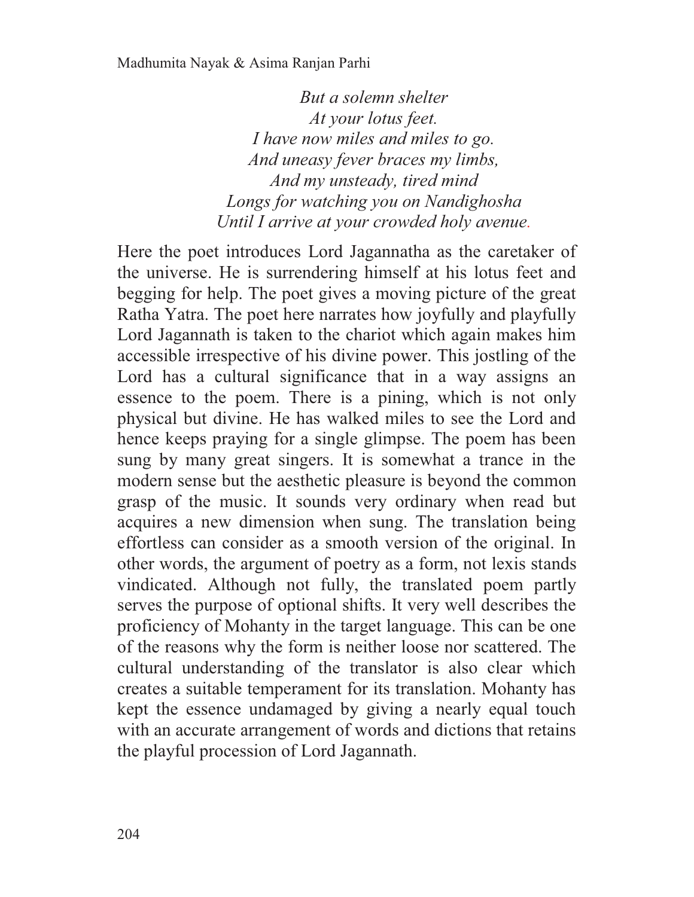*But a solemn shelter*  
*At your lotus feet.*  
*I have now miles and miles to go.*  
*And uneasy fever braces my limbs,*  
*And my unsteady, tired mind*  
*Longs for watching you on Nandighosha*  
*Until I arrive at your crowded holy avenue.*

Here the poet introduces Lord Jagannatha as the caretaker of the universe. He is surrendering himself at his lotus feet and begging for help. The poet gives a moving picture of the great Ratha Yatra. The poet here narrates how joyfully and playfully Lord Jagannath is taken to the chariot which again makes him accessible irrespective of his divine power. This jostling of the Lord has a cultural significance that in a way assigns an essence to the poem. There is a pining, which is not only physical but divine. He has walked miles to see the Lord and hence keeps praying for a single glimpse. The poem has been sung by many great singers. It is somewhat a trance in the modern sense but the aesthetic pleasure is beyond the common grasp of the music. It sounds very ordinary when read but acquires a new dimension when sung. The translation being effortless can consider as a smooth version of the original. In other words, the argument of poetry as a form, not lexis stands vindicated. Although not fully, the translated poem partly serves the purpose of optional shifts. It very well describes the proficiency of Mohanty in the target language. This can be one of the reasons why the form is neither loose nor scattered. The cultural understanding of the translator is also clear which creates a suitable temperament for its translation. Mohanty has kept the essence undamaged by giving a nearly equal touch with an accurate arrangement of words and dictions that retains the playful procession of Lord Jagannath.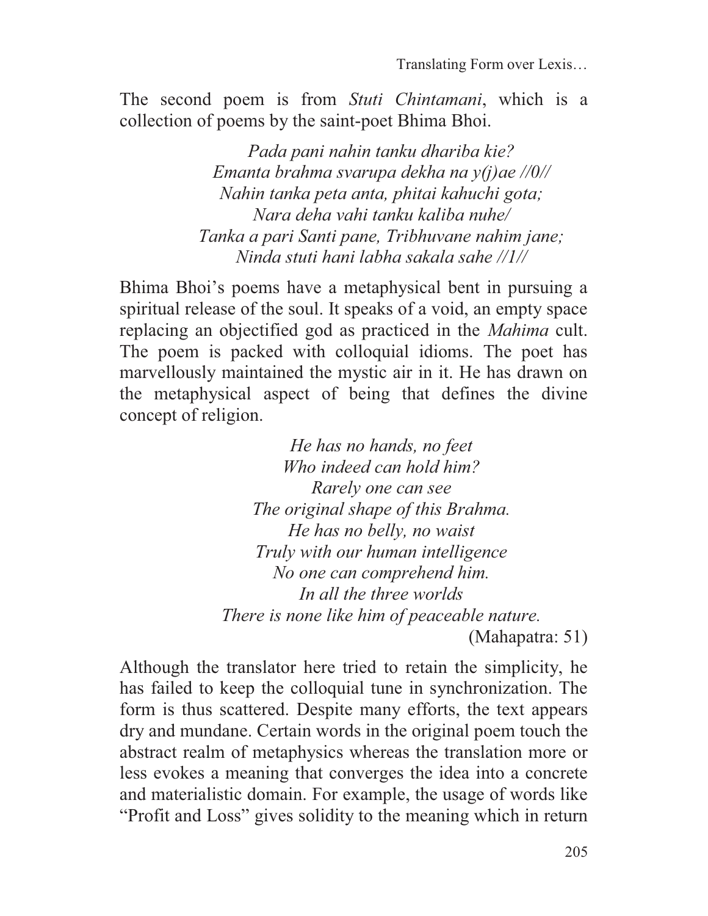The second poem is from *Stuti Chintamani*, which is a collection of poems by the saint-poet Bhima Bhoi.

> *Pada pani nahin tanku dhariba kie?*
> *Emanta brahma svarupa dekha na y(j)ae //0//*
> *Nahin tanka peta anta, phitai kahuchi gota;*
> *Nara deha vahi tanku kaliba nuhe/*
> *Tanka a pari Santi pane, Tribhuvane nahim jane;*
> *Ninda stuti hani labha sakala sahe //1//*

Bhima Bhoi's poems have a metaphysical bent in pursuing a spiritual release of the soul. It speaks of a void, an empty space replacing an objectified god as practiced in the *Mahima* cult. The poem is packed with colloquial idioms. The poet has marvellously maintained the mystic air in it. He has drawn on the metaphysical aspect of being that defines the divine concept of religion.

> *He has no hands, no feet*
> *Who indeed can hold him?*
> *Rarely one can see*
> *The original shape of this Brahma.*
> *He has no belly, no waist*
> *Truly with our human intelligence*
> *No one can comprehend him.*
> *In all the three worlds*
> *There is none like him of peaceable nature.*
>
> (Mahapatra: 51)

Although the translator here tried to retain the simplicity, he has failed to keep the colloquial tune in synchronization. The form is thus scattered. Despite many efforts, the text appears dry and mundane. Certain words in the original poem touch the abstract realm of metaphysics whereas the translation more or less evokes a meaning that converges the idea into a concrete and materialistic domain. For example, the usage of words like "Profit and Loss" gives solidity to the meaning which in return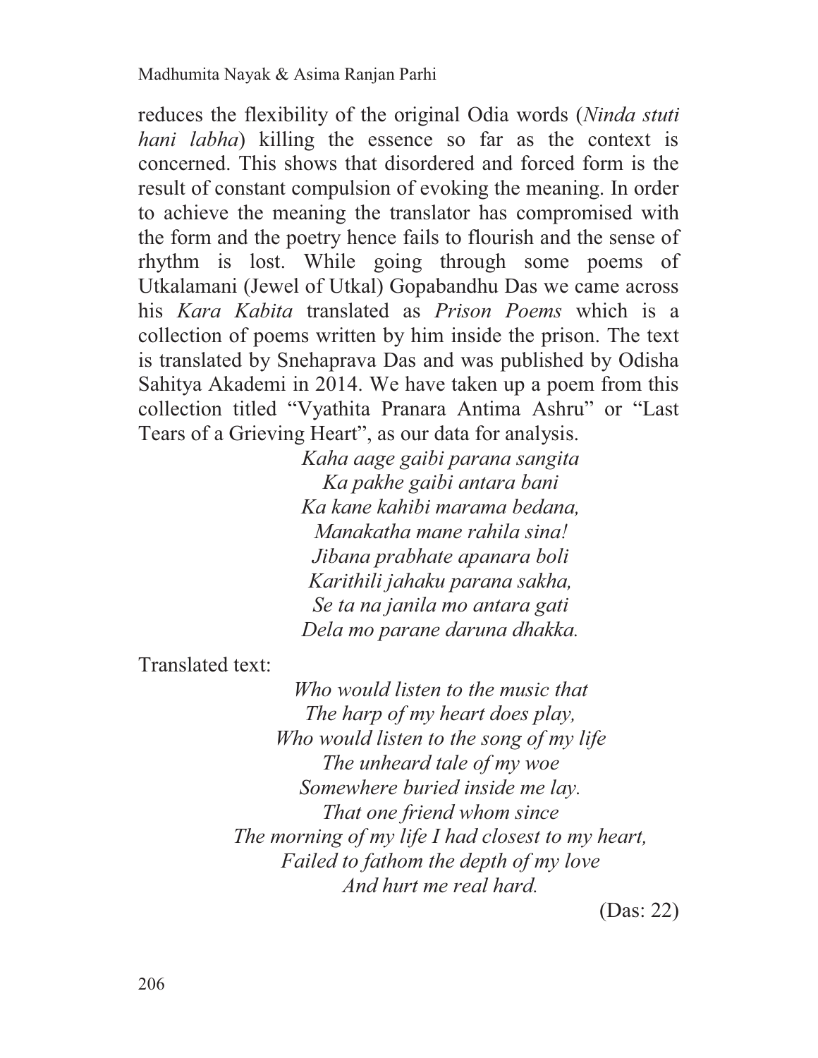reduces the flexibility of the original Odia words (*Ninda stuti hani labha*) killing the essence so far as the context is concerned. This shows that disordered and forced form is the result of constant compulsion of evoking the meaning. In order to achieve the meaning the translator has compromised with the form and the poetry hence fails to flourish and the sense of rhythm is lost. While going through some poems of Utkalamani (Jewel of Utkal) Gopabandhu Das we came across his *Kara Kabita* translated as *Prison Poems* which is a collection of poems written by him inside the prison. The text is translated by Snehaprava Das and was published by Odisha Sahitya Akademi in 2014. We have taken up a poem from this collection titled "Vyathita Pranara Antima Ashru" or "Last Tears of a Grieving Heart", as our data for analysis.

*Kaha aage gaibi parana sangita*
*Ka pakhe gaibi antara bani*
*Ka kane kahibi marama bedana,*
*Manakatha mane rahila sina!*
*Jibana prabhate apanara boli*
*Karithili jahaku parana sakha,*
*Se ta na janila mo antara gati*
*Dela mo parane daruna dhakka.*

Translated text:

*Who would listen to the music that*
*The harp of my heart does play,*
*Who would listen to the song of my life*
*The unheard tale of my woe*
*Somewhere buried inside me lay.*
*That one friend whom since*
*The morning of my life I had closest to my heart,*
*Failed to fathom the depth of my love*
*And hurt me real hard.*

(Das: 22)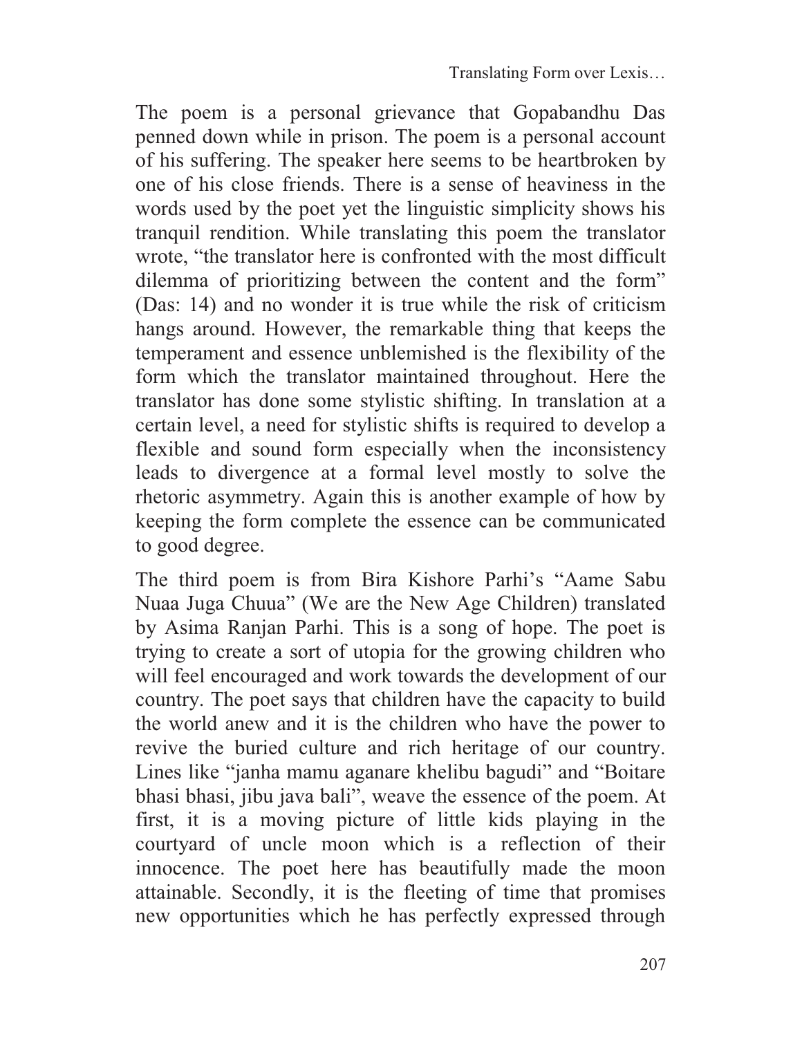The poem is a personal grievance that Gopabandhu Das penned down while in prison. The poem is a personal account of his suffering. The speaker here seems to be heartbroken by one of his close friends. There is a sense of heaviness in the words used by the poet yet the linguistic simplicity shows his tranquil rendition. While translating this poem the translator wrote, "the translator here is confronted with the most difficult dilemma of prioritizing between the content and the form" (Das: 14) and no wonder it is true while the risk of criticism hangs around. However, the remarkable thing that keeps the temperament and essence unblemished is the flexibility of the form which the translator maintained throughout. Here the translator has done some stylistic shifting. In translation at a certain level, a need for stylistic shifts is required to develop a flexible and sound form especially when the inconsistency leads to divergence at a formal level mostly to solve the rhetoric asymmetry. Again this is another example of how by keeping the form complete the essence can be communicated to good degree.

The third poem is from Bira Kishore Parhi's "Aame Sabu Nuaa Juga Chuua" (We are the New Age Children) translated by Asima Ranjan Parhi. This is a song of hope. The poet is trying to create a sort of utopia for the growing children who will feel encouraged and work towards the development of our country. The poet says that children have the capacity to build the world anew and it is the children who have the power to revive the buried culture and rich heritage of our country. Lines like "janha mamu aganare khelibu bagudi" and "Boitare bhasi bhasi, jibu java bali", weave the essence of the poem. At first, it is a moving picture of little kids playing in the courtyard of uncle moon which is a reflection of their innocence. The poet here has beautifully made the moon attainable. Secondly, it is the fleeting of time that promises new opportunities which he has perfectly expressed through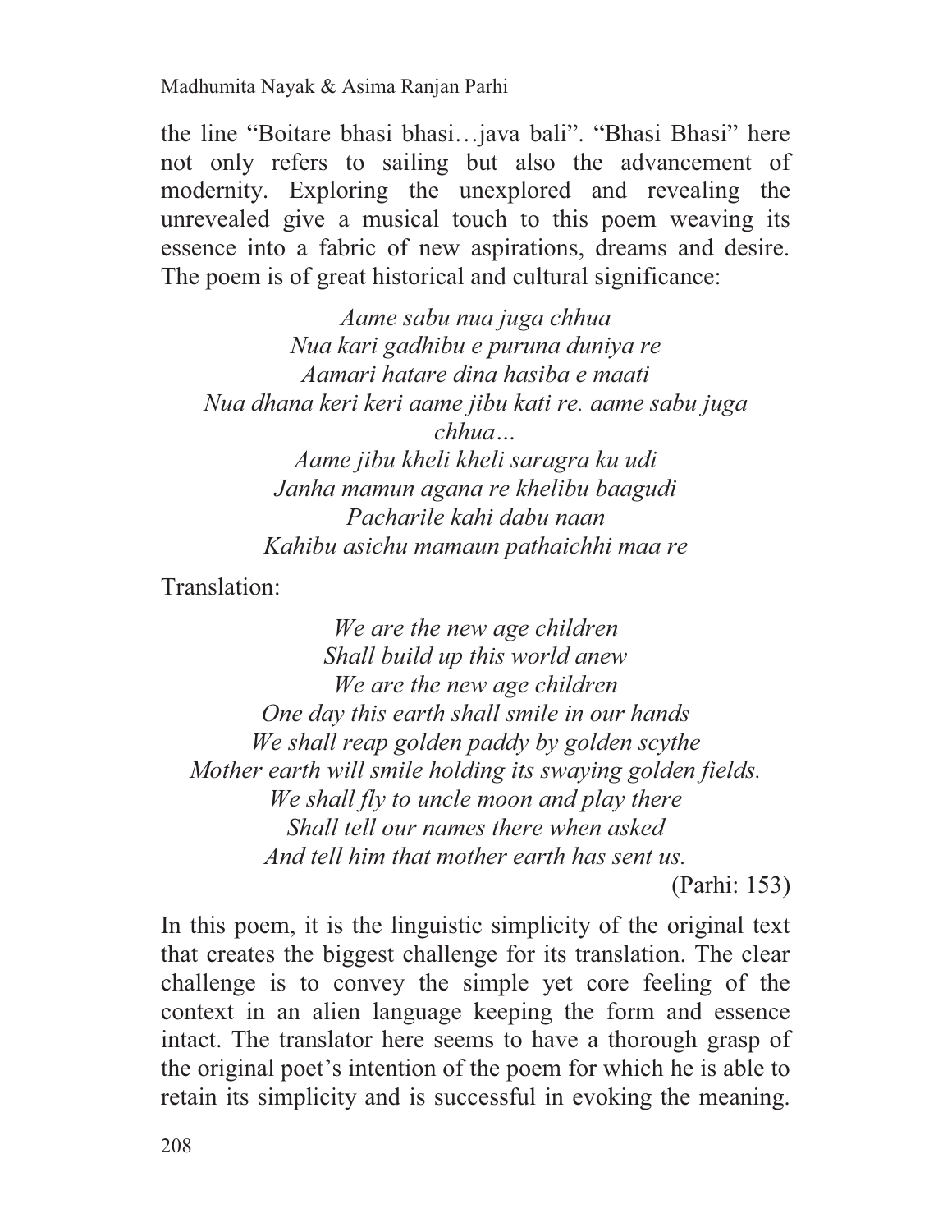the line "Boitare bhasi bhasi…java bali". "Bhasi Bhasi" here not only refers to sailing but also the advancement of modernity. Exploring the unexplored and revealing the unrevealed give a musical touch to this poem weaving its essence into a fabric of new aspirations, dreams and desire. The poem is of great historical and cultural significance:

*Aame sabu nua juga chhua*
*Nua kari gadhibu e puruna duniya re*
*Aamari hatare dina hasiba e maati*
*Nua dhana keri keri aame jibu kati re. aame sabu juga chhua…*
*Aame jibu kheli kheli saragra ku udi*
*Janha mamun agana re khelibu baagudi*
*Pacharile kahi dabu naan*
*Kahibu asichu mamaun pathaichhi maa re*

Translation:

*We are the new age children*
*Shall build up this world anew*
*We are the new age children*
*One day this earth shall smile in our hands*
*We shall reap golden paddy by golden scythe*
*Mother earth will smile holding its swaying golden fields.*
*We shall fly to uncle moon and play there*
*Shall tell our names there when asked*
*And tell him that mother earth has sent us.*

(Parhi: 153)

In this poem, it is the linguistic simplicity of the original text that creates the biggest challenge for its translation. The clear challenge is to convey the simple yet core feeling of the context in an alien language keeping the form and essence intact. The translator here seems to have a thorough grasp of the original poet's intention of the poem for which he is able to retain its simplicity and is successful in evoking the meaning.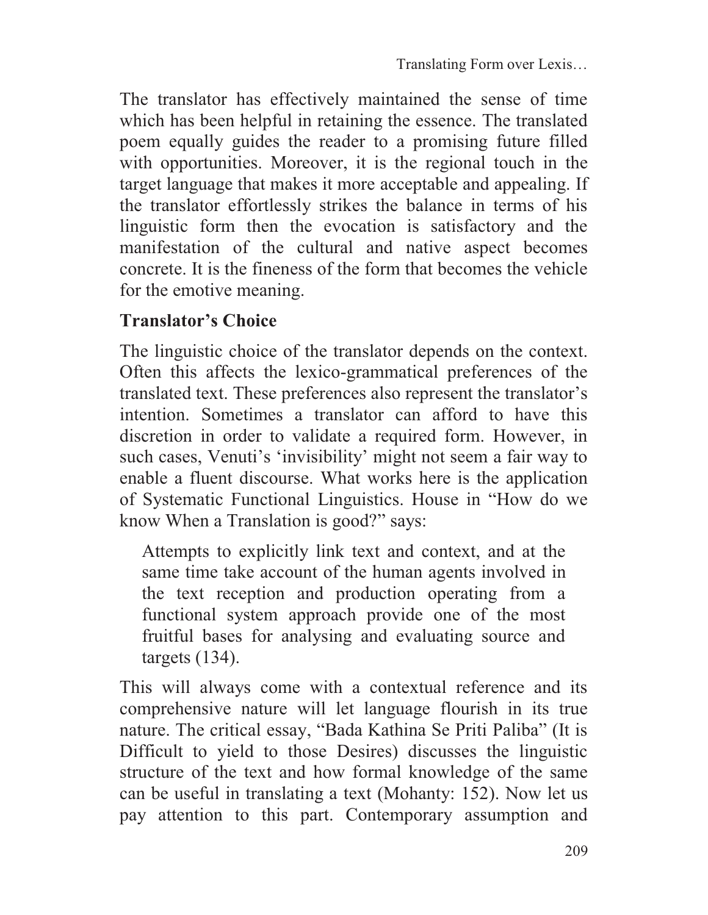The translator has effectively maintained the sense of time which has been helpful in retaining the essence. The translated poem equally guides the reader to a promising future filled with opportunities. Moreover, it is the regional touch in the target language that makes it more acceptable and appealing. If the translator effortlessly strikes the balance in terms of his linguistic form then the evocation is satisfactory and the manifestation of the cultural and native aspect becomes concrete. It is the fineness of the form that becomes the vehicle for the emotive meaning.

## Translator's Choice

The linguistic choice of the translator depends on the context. Often this affects the lexico-grammatical preferences of the translated text. These preferences also represent the translator's intention. Sometimes a translator can afford to have this discretion in order to validate a required form. However, in such cases, Venuti's 'invisibility' might not seem a fair way to enable a fluent discourse. What works here is the application of Systematic Functional Linguistics. House in "How do we know When a Translation is good?" says:

> Attempts to explicitly link text and context, and at the same time take account of the human agents involved in the text reception and production operating from a functional system approach provide one of the most fruitful bases for analysing and evaluating source and targets (134).

This will always come with a contextual reference and its comprehensive nature will let language flourish in its true nature. The critical essay, "Bada Kathina Se Priti Paliba" (It is Difficult to yield to those Desires) discusses the linguistic structure of the text and how formal knowledge of the same can be useful in translating a text (Mohanty: 152). Now let us pay attention to this part. Contemporary assumption and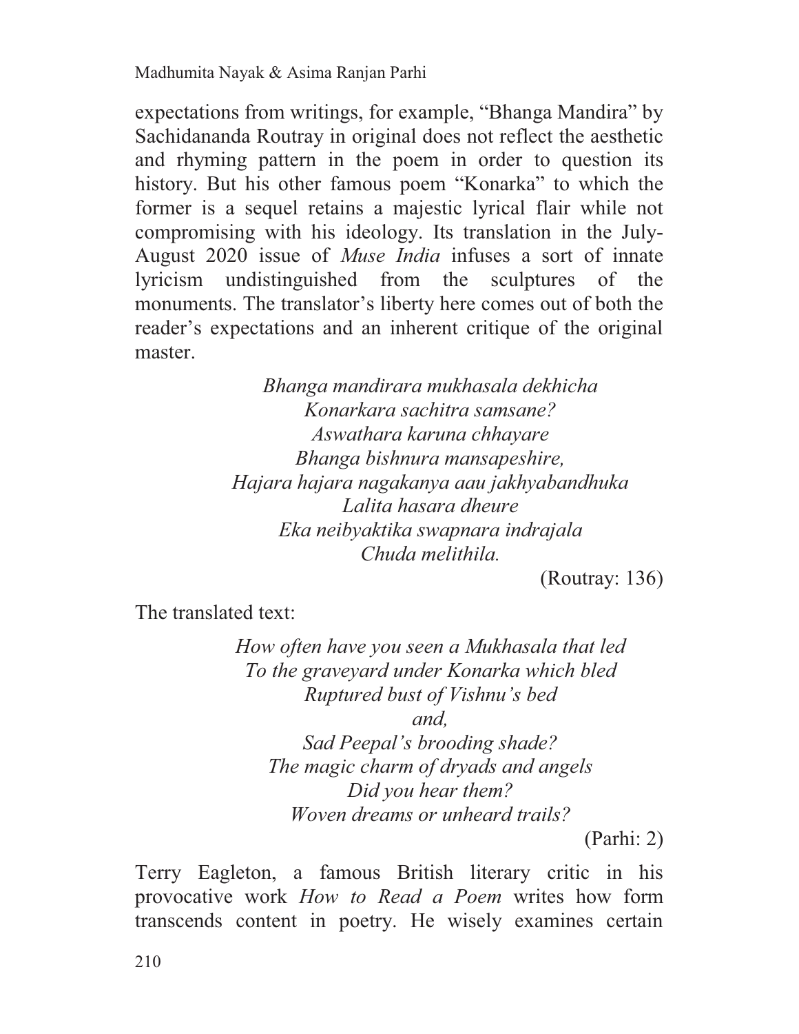expectations from writings, for example, "Bhanga Mandira" by Sachidananda Routray in original does not reflect the aesthetic and rhyming pattern in the poem in order to question its history. But his other famous poem "Konarka" to which the former is a sequel retains a majestic lyrical flair while not compromising with his ideology. Its translation in the July-August 2020 issue of *Muse India* infuses a sort of innate lyricism undistinguished from the sculptures of the monuments. The translator's liberty here comes out of both the reader's expectations and an inherent critique of the original master.

> *Bhanga mandirara mukhasala dekhicha*
> *Konarkara sachitra samsane?*
> *Aswathara karuna chhayare*
> *Bhanga bishnura mansapeshire,*
> *Hajara hajara nagakanya aau jakhyabandhuka*
> *Lalita hasara dheure*
> *Eka neibyaktika swapnara indrajala*
> *Chuda melithila.*
>
> (Routray: 136)

The translated text:

> *How often have you seen a Mukhasala that led*
> *To the graveyard under Konarka which bled*
> *Ruptured bust of Vishnu's bed*
> *and,*
> *Sad Peepal's brooding shade?*
> *The magic charm of dryads and angels*
> *Did you hear them?*
> *Woven dreams or unheard trails?*
>
> (Parhi: 2)

Terry Eagleton, a famous British literary critic in his provocative work *How to Read a Poem* writes how form transcends content in poetry. He wisely examines certain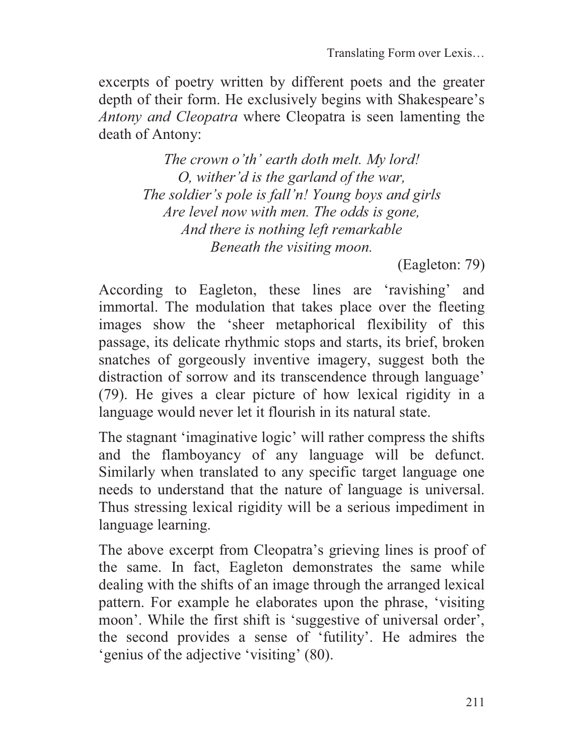excerpts of poetry written by different poets and the greater depth of their form. He exclusively begins with Shakespeare's *Antony and Cleopatra* where Cleopatra is seen lamenting the death of Antony:

> *The crown o'th' earth doth melt. My lord!*
> *O, wither'd is the garland of the war,*
> *The soldier's pole is fall'n! Young boys and girls*
> *Are level now with men. The odds is gone,*
> *And there is nothing left remarkable*
> *Beneath the visiting moon.*
>
> (Eagleton: 79)

According to Eagleton, these lines are 'ravishing' and immortal. The modulation that takes place over the fleeting images show the 'sheer metaphorical flexibility of this passage, its delicate rhythmic stops and starts, its brief, broken snatches of gorgeously inventive imagery, suggest both the distraction of sorrow and its transcendence through language' (79). He gives a clear picture of how lexical rigidity in a language would never let it flourish in its natural state.

The stagnant 'imaginative logic' will rather compress the shifts and the flamboyancy of any language will be defunct. Similarly when translated to any specific target language one needs to understand that the nature of language is universal. Thus stressing lexical rigidity will be a serious impediment in language learning.

The above excerpt from Cleopatra's grieving lines is proof of the same. In fact, Eagleton demonstrates the same while dealing with the shifts of an image through the arranged lexical pattern. For example he elaborates upon the phrase, 'visiting moon'. While the first shift is 'suggestive of universal order', the second provides a sense of 'futility'. He admires the 'genius of the adjective 'visiting' (80).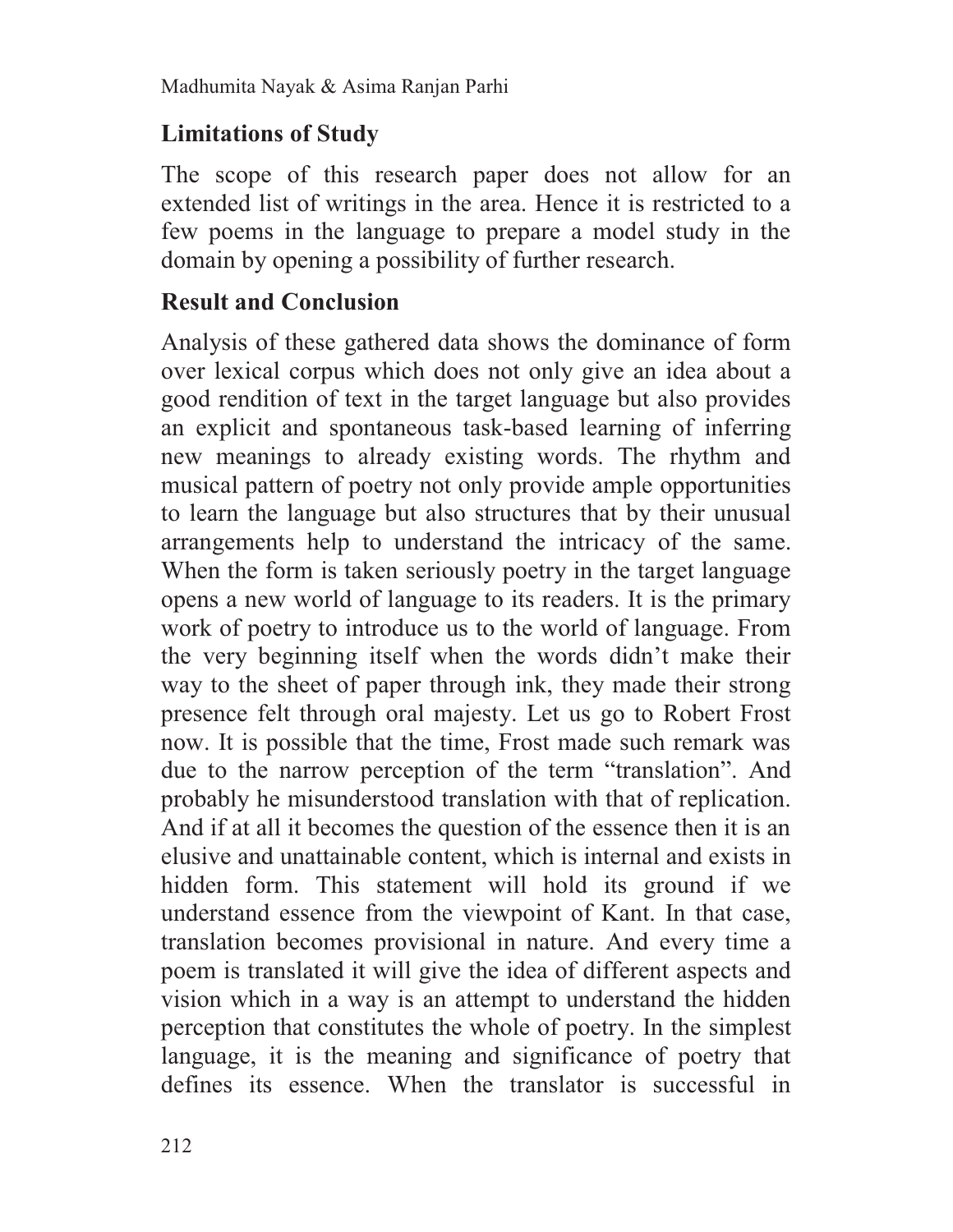## Limitations of Study

The scope of this research paper does not allow for an extended list of writings in the area. Hence it is restricted to a few poems in the language to prepare a model study in the domain by opening a possibility of further research.

## Result and Conclusion

Analysis of these gathered data shows the dominance of form over lexical corpus which does not only give an idea about a good rendition of text in the target language but also provides an explicit and spontaneous task-based learning of inferring new meanings to already existing words. The rhythm and musical pattern of poetry not only provide ample opportunities to learn the language but also structures that by their unusual arrangements help to understand the intricacy of the same. When the form is taken seriously poetry in the target language opens a new world of language to its readers. It is the primary work of poetry to introduce us to the world of language. From the very beginning itself when the words didn't make their way to the sheet of paper through ink, they made their strong presence felt through oral majesty. Let us go to Robert Frost now. It is possible that the time, Frost made such remark was due to the narrow perception of the term "translation". And probably he misunderstood translation with that of replication. And if at all it becomes the question of the essence then it is an elusive and unattainable content, which is internal and exists in hidden form. This statement will hold its ground if we understand essence from the viewpoint of Kant. In that case, translation becomes provisional in nature. And every time a poem is translated it will give the idea of different aspects and vision which in a way is an attempt to understand the hidden perception that constitutes the whole of poetry. In the simplest language, it is the meaning and significance of poetry that defines its essence. When the translator is successful in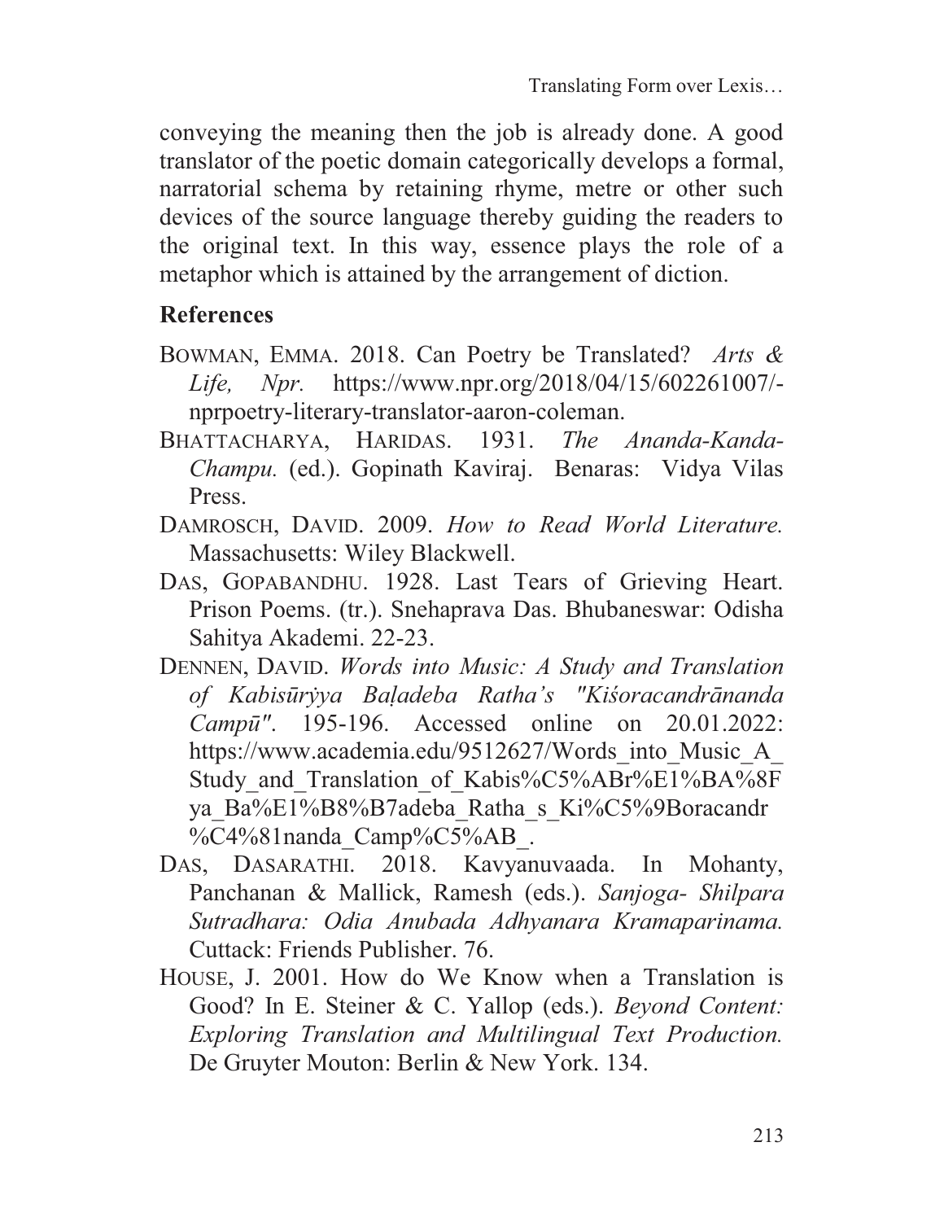conveying the meaning then the job is already done. A good translator of the poetic domain categorically develops a formal, narratorial schema by retaining rhyme, metre or other such devices of the source language thereby guiding the readers to the original text. In this way, essence plays the role of a metaphor which is attained by the arrangement of diction.

## References

BOWMAN, EMMA. 2018. Can Poetry be Translated? *Arts & Life, Npr.* https://www.npr.org/2018/04/15/602261007/-nprpoetry-literary-translator-aaron-coleman.

BHATTACHARYA, HARIDAS. 1931. *The Ananda-Kanda-Champu.* (ed.). Gopinath Kaviraj. Benaras: Vidya Vilas Press.

DAMROSCH, DAVID. 2009. *How to Read World Literature.* Massachusetts: Wiley Blackwell.

DAS, GOPABANDHU. 1928. Last Tears of Grieving Heart. Prison Poems. (tr.). Snehaprava Das. Bhubaneswar: Odisha Sahitya Akademi. 22-23.

DENNEN, DAVID. *Words into Music: A Study and Translation of Kabisūrẏya Baḷadeba Ratha's "Kiśoracandrānanda Campū".* 195-196. Accessed online on 20.01.2022: https://www.academia.edu/9512627/Words_into_Music_A_Study_and_Translation_of_Kabis%C5%ABr%E1%BA%8Fya_Ba%E1%B8%B7adeba_Ratha_s_Ki%C5%9Boracandr%C4%81nanda_Camp%C5%AB_.

DAS, DASARATHI. 2018. Kavyanuvaada. In Mohanty, Panchanan & Mallick, Ramesh (eds.). *Sanjoga- Shilpara Sutradhara: Odia Anubada Adhyanara Kramaparinama.* Cuttack: Friends Publisher. 76.

HOUSE, J. 2001. How do We Know when a Translation is Good? In E. Steiner & C. Yallop (eds.). *Beyond Content: Exploring Translation and Multilingual Text Production.* De Gruyter Mouton: Berlin & New York. 134.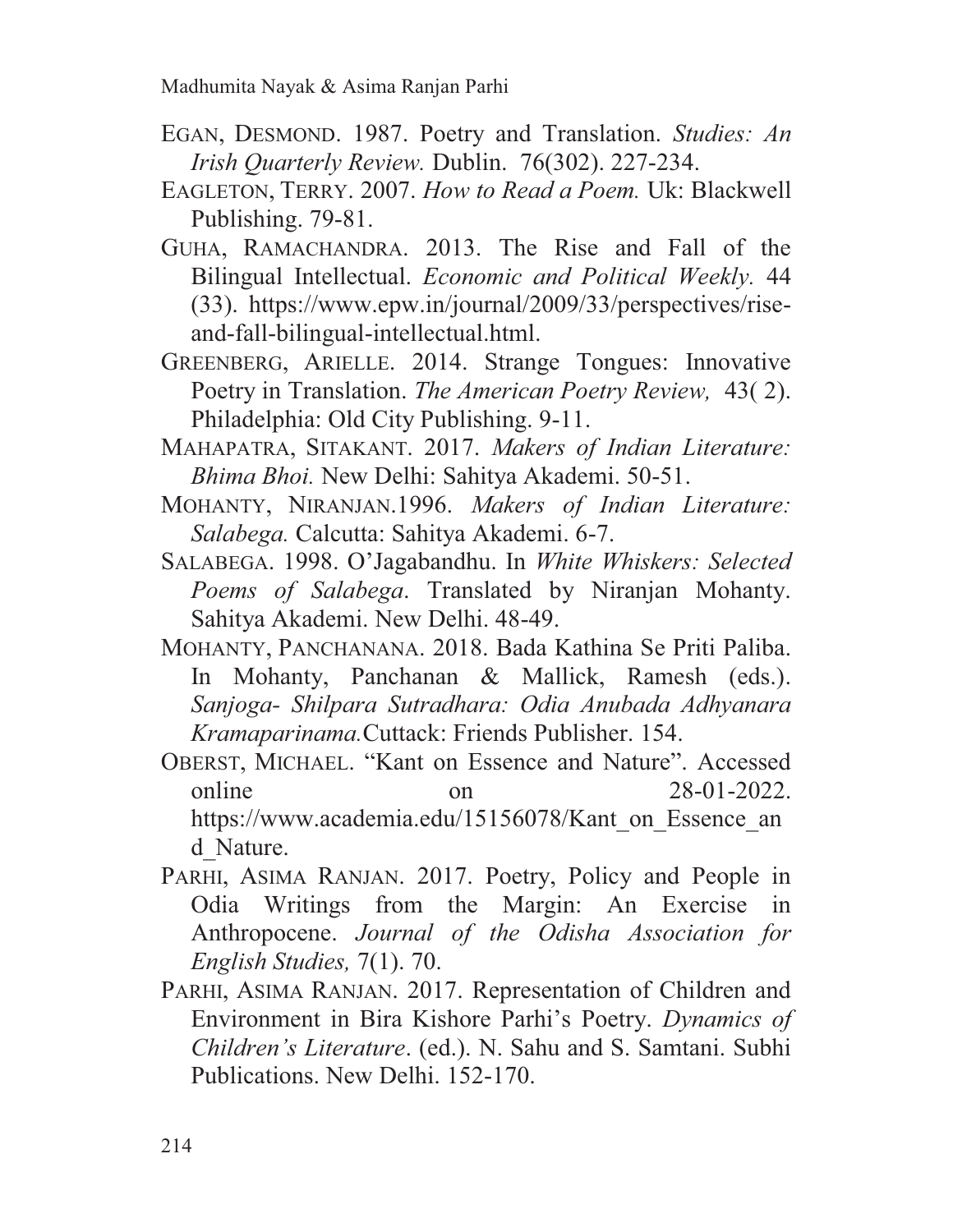EGAN, DESMOND. 1987. Poetry and Translation. *Studies: An Irish Quarterly Review.* Dublin. 76(302). 227-234.

EAGLETON, TERRY. 2007. *How to Read a Poem.* Uk: Blackwell Publishing. 79-81.

GUHA, RAMACHANDRA. 2013. The Rise and Fall of the Bilingual Intellectual. *Economic and Political Weekly.* 44 (33). https://www.epw.in/journal/2009/33/perspectives/rise-and-fall-bilingual-intellectual.html.

GREENBERG, ARIELLE. 2014. Strange Tongues: Innovative Poetry in Translation. *The American Poetry Review,* 43( 2). Philadelphia: Old City Publishing. 9-11.

MAHAPATRA, SITAKANT. 2017. *Makers of Indian Literature: Bhima Bhoi.* New Delhi: Sahitya Akademi. 50-51.

MOHANTY, NIRANJAN.1996. *Makers of Indian Literature: Salabega.* Calcutta: Sahitya Akademi. 6-7.

SALABEGA. 1998. O'Jagabandhu. In *White Whiskers: Selected Poems of Salabega*. Translated by Niranjan Mohanty. Sahitya Akademi. New Delhi. 48-49.

MOHANTY, PANCHANANA. 2018. Bada Kathina Se Priti Paliba. In Mohanty, Panchanan & Mallick, Ramesh (eds.). *Sanjoga- Shilpara Sutradhara: Odia Anubada Adhyanara Kramaparinama.*Cuttack: Friends Publisher. 154.

OBERST, MICHAEL. "Kant on Essence and Nature". Accessed online on 28-01-2022. https://www.academia.edu/15156078/Kant_on_Essence_and_Nature.

PARHI, ASIMA RANJAN. 2017. Poetry, Policy and People in Odia Writings from the Margin: An Exercise in Anthropocene. *Journal of the Odisha Association for English Studies,* 7(1). 70.

PARHI, ASIMA RANJAN. 2017. Representation of Children and Environment in Bira Kishore Parhi's Poetry. *Dynamics of Children's Literature*. (ed.). N. Sahu and S. Samtani. Subhi Publications. New Delhi. 152-170.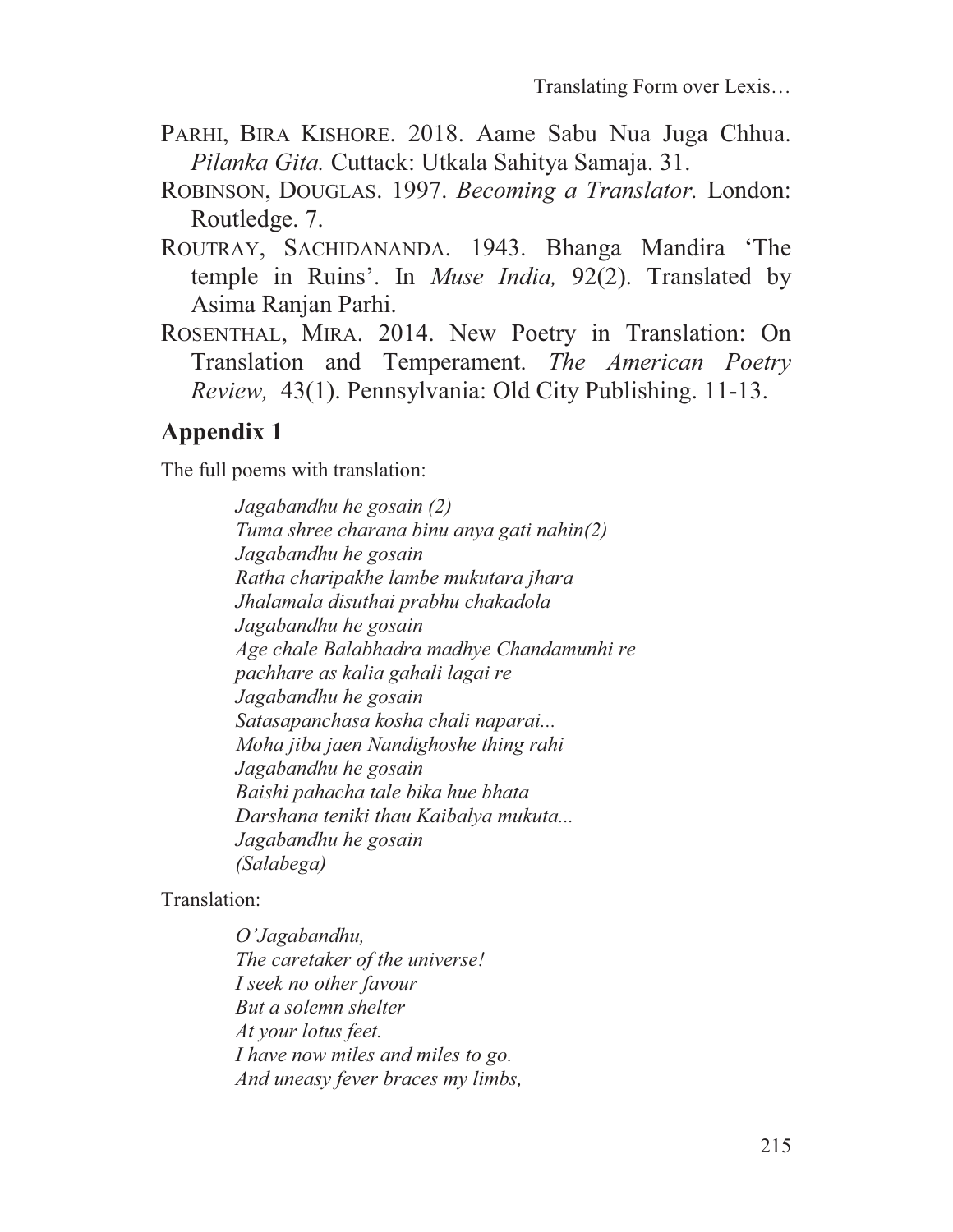PARHI, BIRA KISHORE. 2018. Aame Sabu Nua Juga Chhua. *Pilanka Gita.* Cuttack: Utkala Sahitya Samaja. 31.

ROBINSON, DOUGLAS. 1997. *Becoming a Translator.* London: Routledge. 7.

ROUTRAY, SACHIDANANDA. 1943. Bhanga Mandira 'The temple in Ruins'. In *Muse India,* 92(2). Translated by Asima Ranjan Parhi.

ROSENTHAL, MIRA. 2014. New Poetry in Translation: On Translation and Temperament. *The American Poetry Review,* 43(1). Pennsylvania: Old City Publishing. 11-13.

## Appendix 1

The full poems with translation:

*Jagabandhu he gosain (2)*
*Tuma shree charana binu anya gati nahin(2)*
*Jagabandhu he gosain*
*Ratha charipakhe lambe mukutara jhara*
*Jhalamala disuthai prabhu chakadola*
*Jagabandhu he gosain*
*Age chale Balabhadra madhye Chandamunhi re*
*pachhare as kalia gahali lagai re*
*Jagabandhu he gosain*
*Satasapanchasa kosha chali naparai...*
*Moha jiba jaen Nandighoshe thing rahi*
*Jagabandhu he gosain*
*Baishi pahacha tale bika hue bhata*
*Darshana teniki thau Kaibalya mukuta...*
*Jagabandhu he gosain*
*(Salabega)*

Translation:

*O'Jagabandhu,*
*The caretaker of the universe!*
*I seek no other favour*
*But a solemn shelter*
*At your lotus feet.*
*I have now miles and miles to go.*
*And uneasy fever braces my limbs,*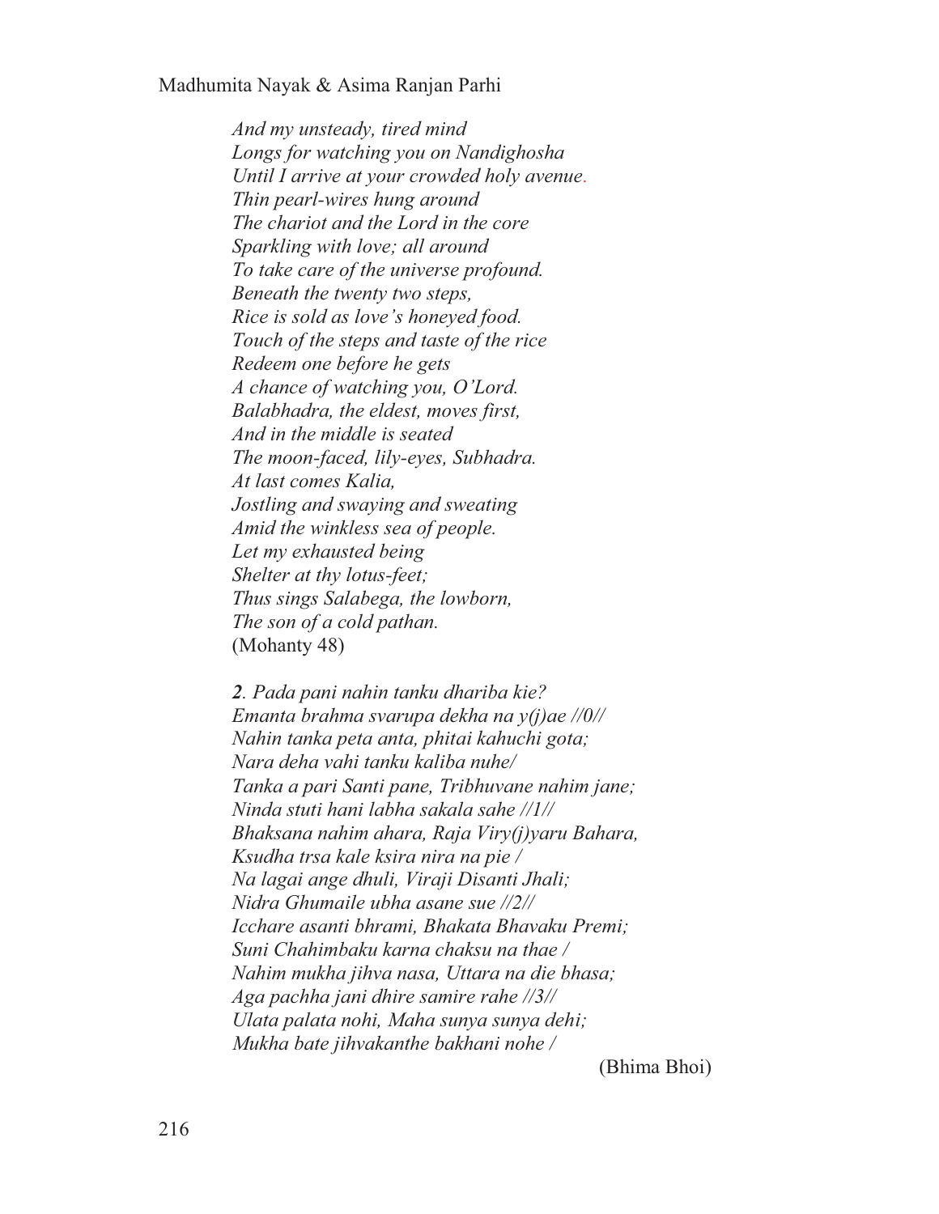*And my unsteady, tired mind*  
*Longs for watching you on Nandighosha*  
*Until I arrive at your crowded holy avenue.*  
*Thin pearl-wires hung around*  
*The chariot and the Lord in the core*  
*Sparkling with love; all around*  
*To take care of the universe profound.*  
*Beneath the twenty two steps,*  
*Rice is sold as love's honeyed food.*  
*Touch of the steps and taste of the rice*  
*Redeem one before he gets*  
*A chance of watching you, O'Lord.*  
*Balabhadra, the eldest, moves first,*  
*And in the middle is seated*  
*The moon-faced, lily-eyes, Subhadra.*  
*At last comes Kalia,*  
*Jostling and swaying and sweating*  
*Amid the winkless sea of people.*  
*Let my exhausted being*  
*Shelter at thy lotus-feet;*  
*Thus sings Salabega, the lowborn,*  
*The son of a cold pathan.*  
(Mohanty 48)

***2***. *Pada pani nahin tanku dhariba kie?*  
*Emanta brahma svarupa dekha na y(j)ae //0//*  
*Nahin tanka peta anta, phitai kahuchi gota;*  
*Nara deha vahi tanku kaliba nuhe/*  
*Tanka a pari Santi pane, Tribhuvane nahim jane;*  
*Ninda stuti hani labha sakala sahe //1//*  
*Bhaksana nahim ahara, Raja Viry(j)yaru Bahara,*  
*Ksudha trsa kale ksira nira na pie /*  
*Na lagai ange dhuli, Viraji Disanti Jhali;*  
*Nidra Ghumaile ubha asane sue //2//*  
*Icchare asanti bhrami, Bhakata Bhavaku Premi;*  
*Suni Chahimbaku karna chaksu na thae /*  
*Nahim mukha jihva nasa, Uttara na die bhasa;*  
*Aga pachha jani dhire samire rahe //3//*  
*Ulata palata nohi, Maha sunya sunya dehi;*  
*Mukha bate jihvakanthe bakhani nohe /*

(Bhima Bhoi)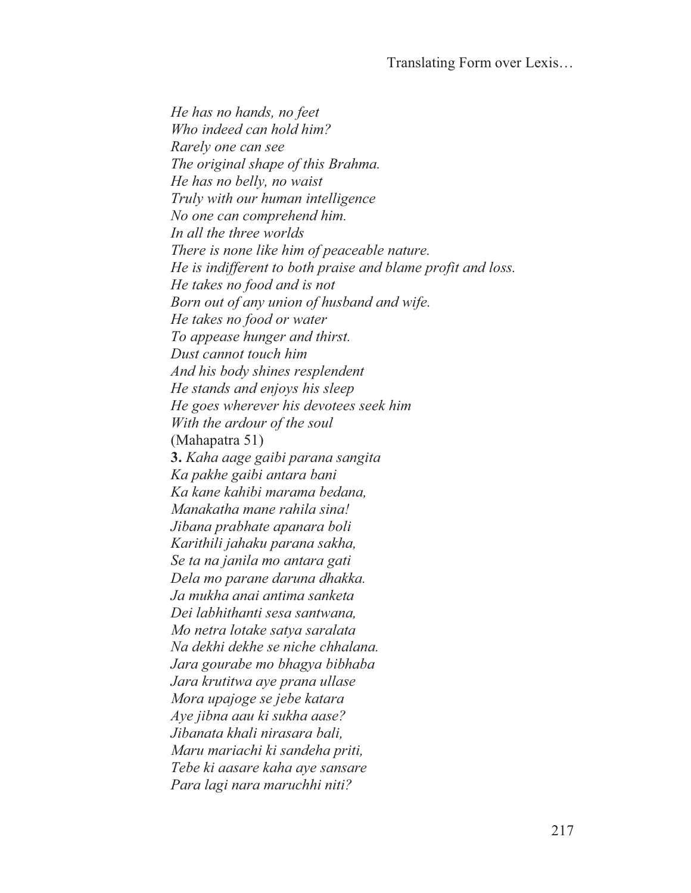*He has no hands, no feet*
*Who indeed can hold him?*
*Rarely one can see*
*The original shape of this Brahma.*
*He has no belly, no waist*
*Truly with our human intelligence*
*No one can comprehend him.*
*In all the three worlds*
*There is none like him of peaceable nature.*
*He is indifferent to both praise and blame profit and loss.*
*He takes no food and is not*
*Born out of any union of husband and wife.*
*He takes no food or water*
*To appease hunger and thirst.*
*Dust cannot touch him*
*And his body shines resplendent*
*He stands and enjoys his sleep*
*He goes wherever his devotees seek him*
*With the ardour of the soul*
(Mahapatra 51)

**3.** *Kaha aage gaibi parana sangita*
*Ka pakhe gaibi antara bani*
*Ka kane kahibi marama bedana,*
*Manakatha mane rahila sina!*
*Jibana prabhate apanara boli*
*Karithili jahaku parana sakha,*
*Se ta na janila mo antara gati*
*Dela mo parane daruna dhakka.*
*Ja mukha anai antima sanketa*
*Dei labhithanti sesa santwana,*
*Mo netra lotake satya saralata*
*Na dekhi dekhe se niche chhalana.*
*Jara gourabe mo bhagya bibhaba*
*Jara krutitwa aye prana ullase*
*Mora upajoge se jebe katara*
*Aye jibna aau ki sukha aase?*
*Jibanata khali nirasara bali,*
*Maru mariachi ki sandeha priti,*
*Tebe ki aasare kaha aye sansare*
*Para lagi nara maruchhi niti?*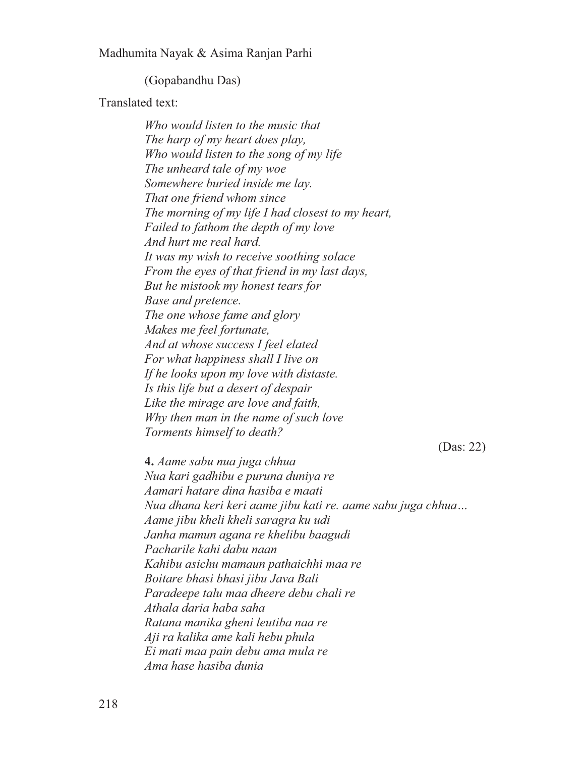(Gopabandhu Das)

Translated text:

*Who would listen to the music that*
*The harp of my heart does play,*
*Who would listen to the song of my life*
*The unheard tale of my woe*
*Somewhere buried inside me lay.*
*That one friend whom since*
*The morning of my life I had closest to my heart,*
*Failed to fathom the depth of my love*
*And hurt me real hard.*
*It was my wish to receive soothing solace*
*From the eyes of that friend in my last days,*
*But he mistook my honest tears for*
*Base and pretence.*
*The one whose fame and glory*
*Makes me feel fortunate,*
*And at whose success I feel elated*
*For what happiness shall I live on*
*If he looks upon my love with distaste.*
*Is this life but a desert of despair*
*Like the mirage are love and faith,*
*Why then man in the name of such love*
*Torments himself to death?*

(Das: 22)

**4.** *Aame sabu nua juga chhua*
*Nua kari gadhibu e puruna duniya re*
*Aamari hatare dina hasiba e maati*
*Nua dhana keri keri aame jibu kati re. aame sabu juga chhua…*
*Aame jibu kheli kheli saragra ku udi*
*Janha mamun agana re khelibu baagudi*
*Pacharile kahi dabu naan*
*Kahibu asichu mamaun pathaichhi maa re*
*Boitare bhasi bhasi jibu Java Bali*
*Paradeepe talu maa dheere debu chali re*
*Athala daria haba saha*
*Ratana manika gheni leutiba naa re*
*Aji ra kalika ame kali hebu phula*
*Ei mati maa pain debu ama mula re*
*Ama hase hasiba dunia*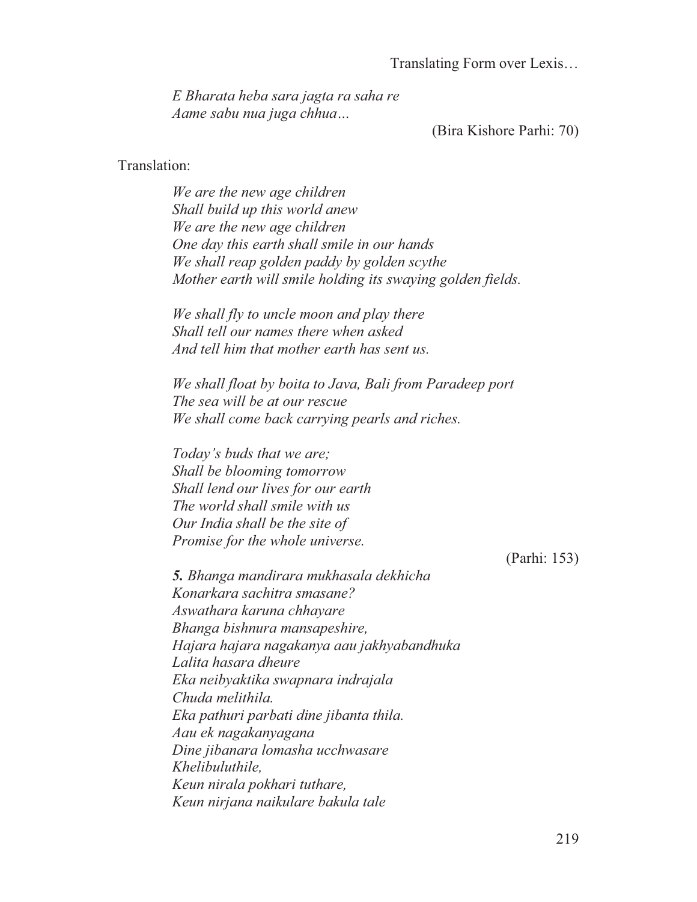*E Bharata heba sara jagta ra saha re*
*Aame sabu nua juga chhua…*

(Bira Kishore Parhi: 70)

Translation:

*We are the new age children*
*Shall build up this world anew*
*We are the new age children*
*One day this earth shall smile in our hands*
*We shall reap golden paddy by golden scythe*
*Mother earth will smile holding its swaying golden fields.*

*We shall fly to uncle moon and play there*
*Shall tell our names there when asked*
*And tell him that mother earth has sent us.*

*We shall float by boita to Java, Bali from Paradeep port*
*The sea will be at our rescue*
*We shall come back carrying pearls and riches.*

*Today's buds that we are;*
*Shall be blooming tomorrow*
*Shall lend our lives for our earth*
*The world shall smile with us*
*Our India shall be the site of*
*Promise for the whole universe.*

(Parhi: 153)

***5.*** *Bhanga mandirara mukhasala dekhicha*
*Konarkara sachitra smasane?*
*Aswathara karuna chhayare*
*Bhanga bishnura mansapeshire,*
*Hajara hajara nagakanya aau jakhyabandhuka*
*Lalita hasara dheure*
*Eka neibyaktika swapnara indrajala*
*Chuda melithila.*
*Eka pathuri parbati dine jibanta thila.*
*Aau ek nagakanyagana*
*Dine jibanara lomasha ucchwasare*
*Khelibuluthile,*
*Keun nirala pokhari tuthare,*
*Keun nirjana naikulare bakula tale*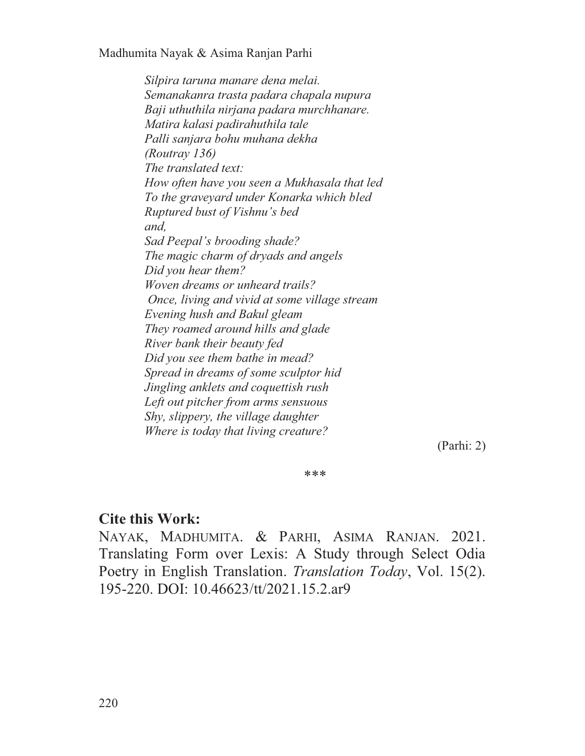*Silpira taruna manare dena melai.*
*Semanakanra trasta padara chapala nupura*
*Baji uthuthila nirjana padara murchhanare.*
*Matira kalasi padirahuthila tale*
*Palli sanjara bohu muhana dekha*
*(Routray 136)*
*The translated text:*
*How often have you seen a Mukhasala that led*
*To the graveyard under Konarka which bled*
*Ruptured bust of Vishnu's bed*
*and,*
*Sad Peepal's brooding shade?*
*The magic charm of dryads and angels*
*Did you hear them?*
*Woven dreams or unheard trails?*
*Once, living and vivid at some village stream*
*Evening hush and Bakul gleam*
*They roamed around hills and glade*
*River bank their beauty fed*
*Did you see them bathe in mead?*
*Spread in dreams of some sculptor hid*
*Jingling anklets and coquettish rush*
*Left out pitcher from arms sensuous*
*Shy, slippery, the village daughter*
*Where is today that living creature?*

(Parhi: 2)

\*\*\*

## Cite this Work:

NAYAK, MADHUMITA. & PARHI, ASIMA RANJAN. 2021. Translating Form over Lexis: A Study through Select Odia Poetry in English Translation. *Translation Today*, Vol. 15(2). 195-220. DOI: 10.46623/tt/2021.15.2.ar9